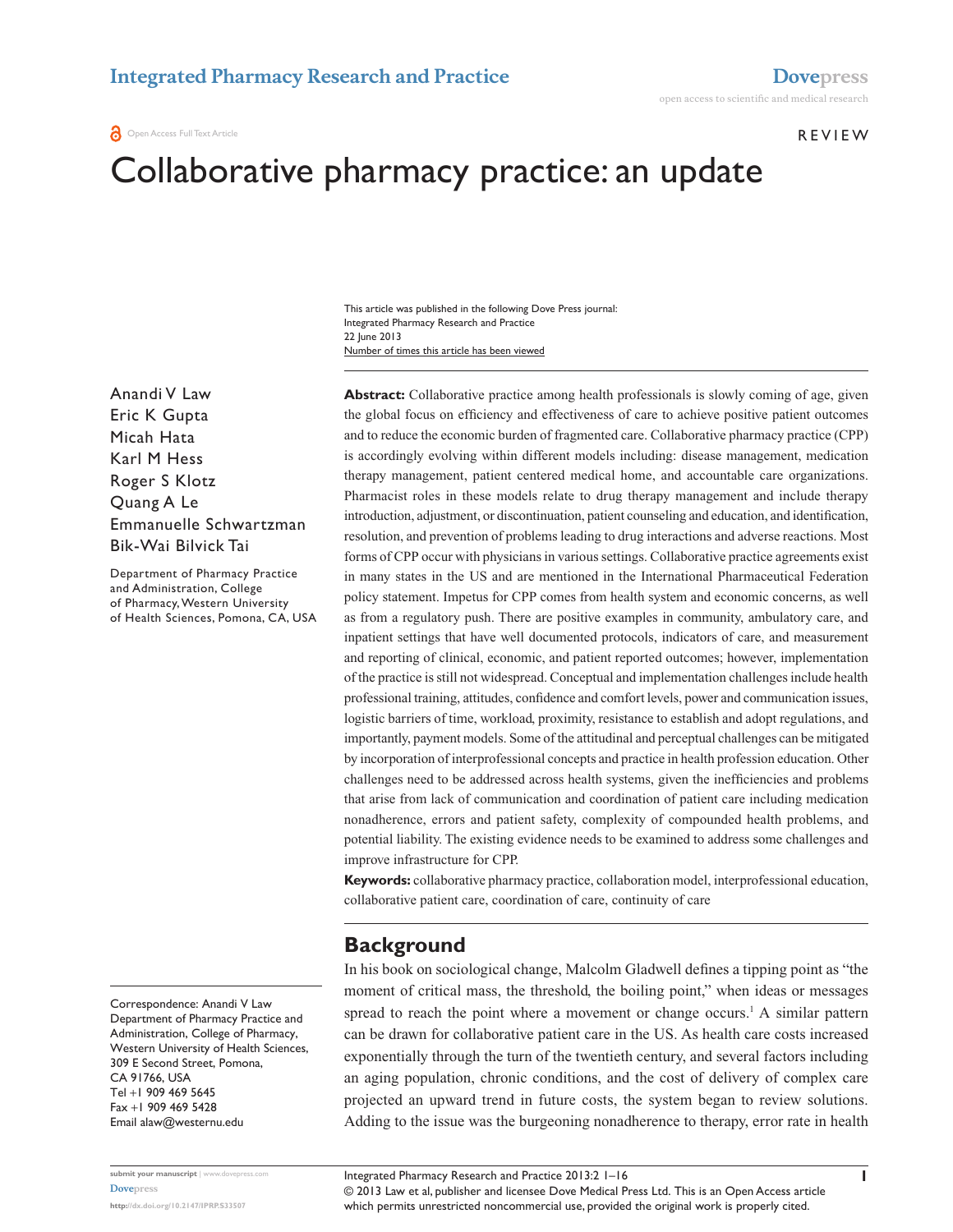REVIEW

# Collaborative pharmacy practice: an update

This article was published in the following Dove Press journal:
Integrated Pharmacy Research and Practice
22 June 2013
Number of times this article has been viewed

Anandi V Law
Eric K Gupta
Micah Hata
Karl M Hess
Roger S Klotz
Quang A Le
Emmanuelle Schwartzman
Bik-Wai Bilvick Tai

Department of Pharmacy Practice and Administration, College of Pharmacy, Western University of Health Sciences, Pomona, CA, USA

Correspondence: Anandi V Law
Department of Pharmacy Practice and Administration, College of Pharmacy, Western University of Health Sciences, 309 E Second Street, Pomona, CA 91766, USA
Tel +1 909 469 5645
Fax +1 909 469 5428
Email alaw@westernu.edu

**Abstract:** Collaborative practice among health professionals is slowly coming of age, given the global focus on efficiency and effectiveness of care to achieve positive patient outcomes and to reduce the economic burden of fragmented care. Collaborative pharmacy practice (CPP) is accordingly evolving within different models including: disease management, medication therapy management, patient centered medical home, and accountable care organizations. Pharmacist roles in these models relate to drug therapy management and include therapy introduction, adjustment, or discontinuation, patient counseling and education, and identification, resolution, and prevention of problems leading to drug interactions and adverse reactions. Most forms of CPP occur with physicians in various settings. Collaborative practice agreements exist in many states in the US and are mentioned in the International Pharmaceutical Federation policy statement. Impetus for CPP comes from health system and economic concerns, as well as from a regulatory push. There are positive examples in community, ambulatory care, and inpatient settings that have well documented protocols, indicators of care, and measurement and reporting of clinical, economic, and patient reported outcomes; however, implementation of the practice is still not widespread. Conceptual and implementation challenges include health professional training, attitudes, confidence and comfort levels, power and communication issues, logistic barriers of time, workload, proximity, resistance to establish and adopt regulations, and importantly, payment models. Some of the attitudinal and perceptual challenges can be mitigated by incorporation of interprofessional concepts and practice in health profession education. Other challenges need to be addressed across health systems, given the inefficiencies and problems that arise from lack of communication and coordination of patient care including medication nonadherence, errors and patient safety, complexity of compounded health problems, and potential liability. The existing evidence needs to be examined to address some challenges and improve infrastructure for CPP.

**Keywords:** collaborative pharmacy practice, collaboration model, interprofessional education, collaborative patient care, coordination of care, continuity of care

## Background

In his book on sociological change, Malcolm Gladwell defines a tipping point as "the moment of critical mass, the threshold, the boiling point," when ideas or messages spread to reach the point where a movement or change occurs.[1] A similar pattern can be drawn for collaborative patient care in the US. As health care costs increased exponentially through the turn of the twentieth century, and several factors including an aging population, chronic conditions, and the cost of delivery of complex care projected an upward trend in future costs, the system began to review solutions. Adding to the issue was the burgeoning nonadherence to therapy, error rate in health

© 2013 Law et al, publisher and licensee Dove Medical Press Ltd. This is an Open Access article which permits unrestricted noncommercial use, provided the original work is properly cited.

http://dx.doi.org/10.2147/IPRP.S33507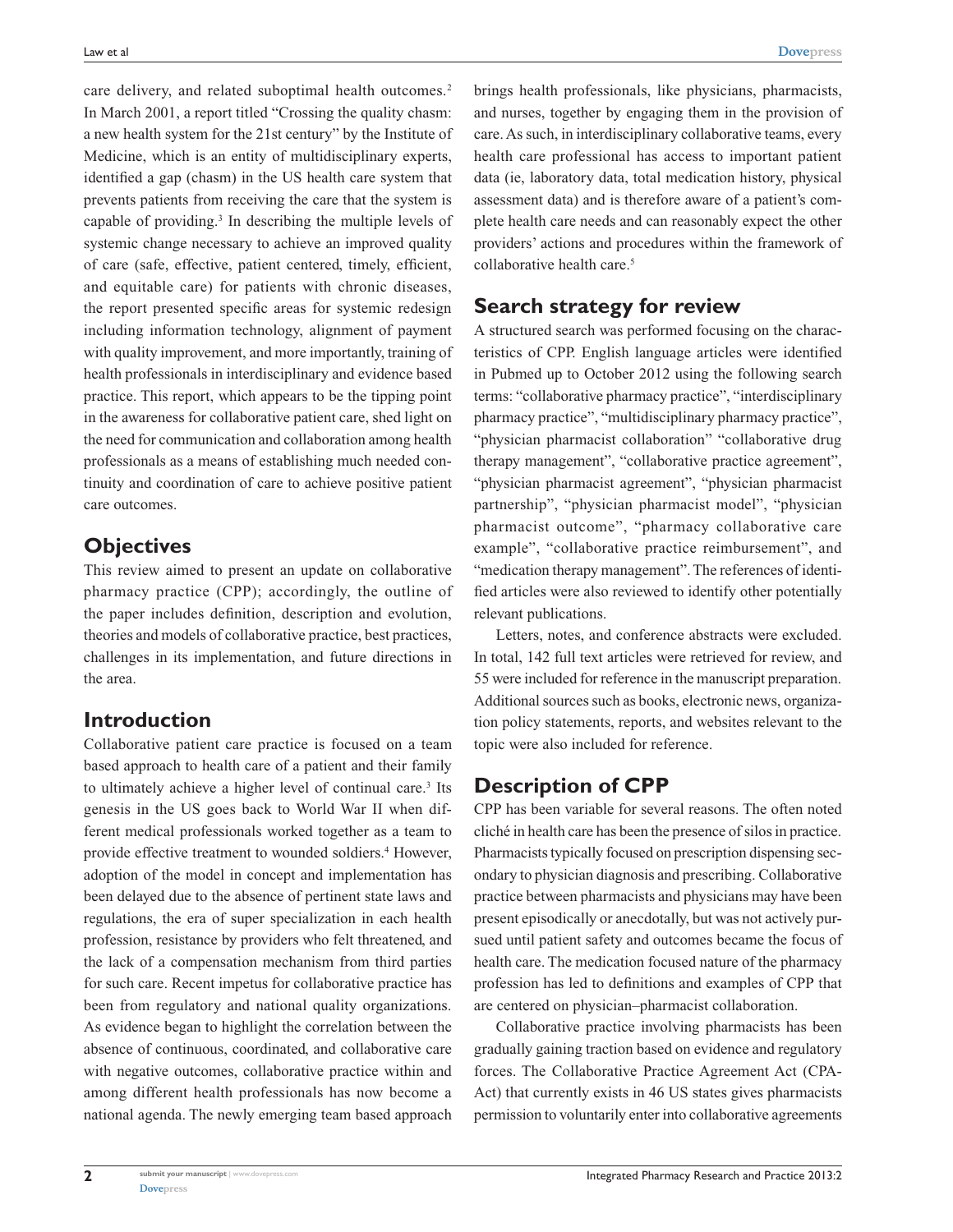care delivery, and related suboptimal health outcomes.[2] In March 2001, a report titled "Crossing the quality chasm: a new health system for the 21st century" by the Institute of Medicine, which is an entity of multidisciplinary experts, identified a gap (chasm) in the US health care system that prevents patients from receiving the care that the system is capable of providing.[3] In describing the multiple levels of systemic change necessary to achieve an improved quality of care (safe, effective, patient centered, timely, efficient, and equitable care) for patients with chronic diseases, the report presented specific areas for systemic redesign including information technology, alignment of payment with quality improvement, and more importantly, training of health professionals in interdisciplinary and evidence based practice. This report, which appears to be the tipping point in the awareness for collaborative patient care, shed light on the need for communication and collaboration among health professionals as a means of establishing much needed continuity and coordination of care to achieve positive patient care outcomes.

## Objectives

This review aimed to present an update on collaborative pharmacy practice (CPP); accordingly, the outline of the paper includes definition, description and evolution, theories and models of collaborative practice, best practices, challenges in its implementation, and future directions in the area.

## Introduction

Collaborative patient care practice is focused on a team based approach to health care of a patient and their family to ultimately achieve a higher level of continual care.[3] Its genesis in the US goes back to World War II when different medical professionals worked together as a team to provide effective treatment to wounded soldiers.[4] However, adoption of the model in concept and implementation has been delayed due to the absence of pertinent state laws and regulations, the era of super specialization in each health profession, resistance by providers who felt threatened, and the lack of a compensation mechanism from third parties for such care. Recent impetus for collaborative practice has been from regulatory and national quality organizations. As evidence began to highlight the correlation between the absence of continuous, coordinated, and collaborative care with negative outcomes, collaborative practice within and among different health professionals has now become a national agenda. The newly emerging team based approach brings health professionals, like physicians, pharmacists, and nurses, together by engaging them in the provision of care. As such, in interdisciplinary collaborative teams, every health care professional has access to important patient data (ie, laboratory data, total medication history, physical assessment data) and is therefore aware of a patient's complete health care needs and can reasonably expect the other providers' actions and procedures within the framework of collaborative health care.[5]

## Search strategy for review

A structured search was performed focusing on the characteristics of CPP. English language articles were identified in Pubmed up to October 2012 using the following search terms: "collaborative pharmacy practice", "interdisciplinary pharmacy practice", "multidisciplinary pharmacy practice", "physician pharmacist collaboration" "collaborative drug therapy management", "collaborative practice agreement", "physician pharmacist agreement", "physician pharmacist partnership", "physician pharmacist model", "physician pharmacist outcome", "pharmacy collaborative care example", "collaborative practice reimbursement", and "medication therapy management". The references of identified articles were also reviewed to identify other potentially relevant publications.

Letters, notes, and conference abstracts were excluded. In total, 142 full text articles were retrieved for review, and 55 were included for reference in the manuscript preparation. Additional sources such as books, electronic news, organization policy statements, reports, and websites relevant to the topic were also included for reference.

## Description of CPP

CPP has been variable for several reasons. The often noted cliché in health care has been the presence of silos in practice. Pharmacists typically focused on prescription dispensing secondary to physician diagnosis and prescribing. Collaborative practice between pharmacists and physicians may have been present episodically or anecdotally, but was not actively pursued until patient safety and outcomes became the focus of health care. The medication focused nature of the pharmacy profession has led to definitions and examples of CPP that are centered on physician–pharmacist collaboration.

Collaborative practice involving pharmacists has been gradually gaining traction based on evidence and regulatory forces. The Collaborative Practice Agreement Act (CPA-Act) that currently exists in 46 US states gives pharmacists permission to voluntarily enter into collaborative agreements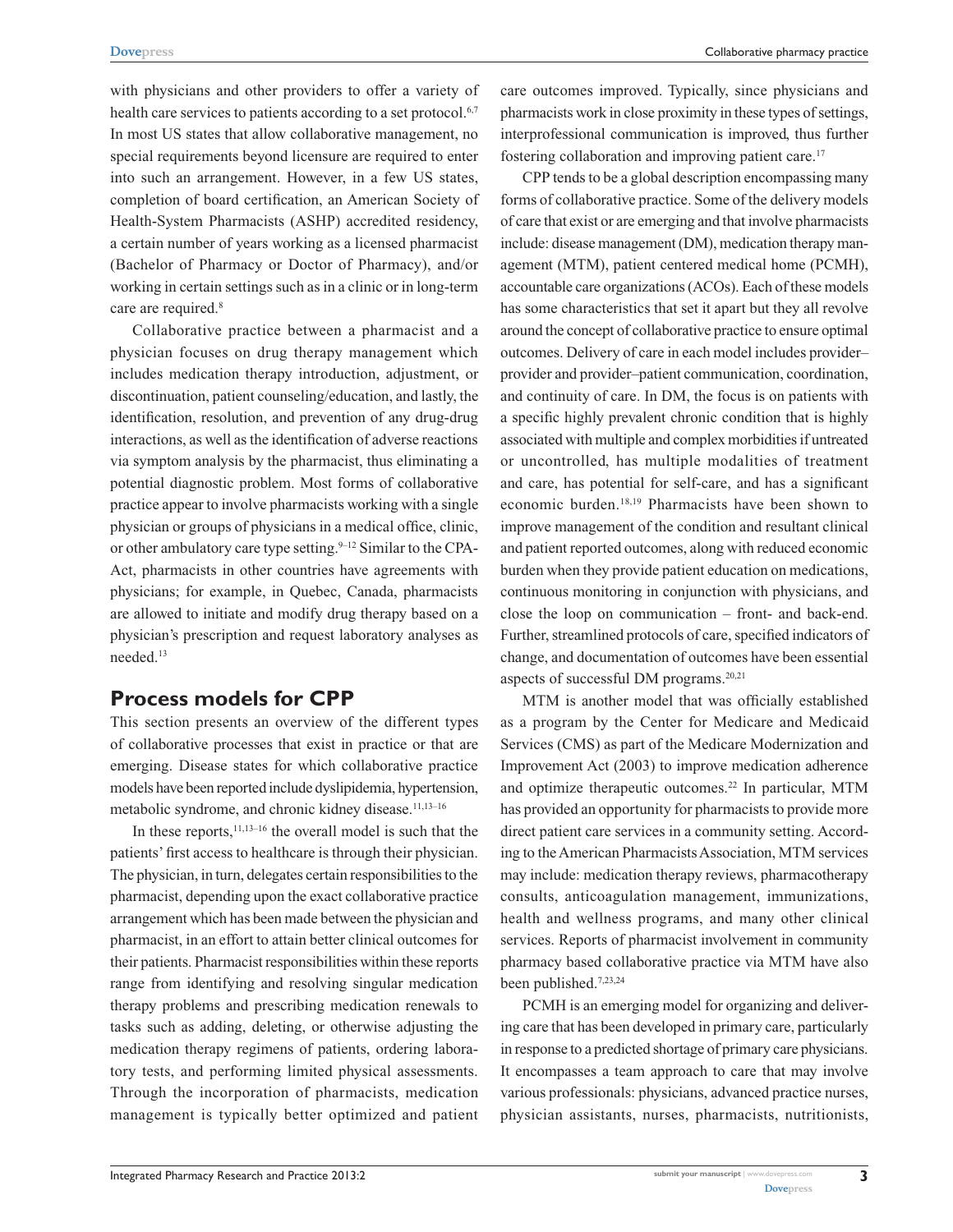with physicians and other providers to offer a variety of health care services to patients according to a set protocol.[6,7] In most US states that allow collaborative management, no special requirements beyond licensure are required to enter into such an arrangement. However, in a few US states, completion of board certification, an American Society of Health-System Pharmacists (ASHP) accredited residency, a certain number of years working as a licensed pharmacist (Bachelor of Pharmacy or Doctor of Pharmacy), and/or working in certain settings such as in a clinic or in long-term care are required.[8]

Collaborative practice between a pharmacist and a physician focuses on drug therapy management which includes medication therapy introduction, adjustment, or discontinuation, patient counseling/education, and lastly, the identification, resolution, and prevention of any drug-drug interactions, as well as the identification of adverse reactions via symptom analysis by the pharmacist, thus eliminating a potential diagnostic problem. Most forms of collaborative practice appear to involve pharmacists working with a single physician or groups of physicians in a medical office, clinic, or other ambulatory care type setting.[9–12] Similar to the CPA-Act, pharmacists in other countries have agreements with physicians; for example, in Quebec, Canada, pharmacists are allowed to initiate and modify drug therapy based on a physician's prescription and request laboratory analyses as needed.[13]

## Process models for CPP

This section presents an overview of the different types of collaborative processes that exist in practice or that are emerging. Disease states for which collaborative practice models have been reported include dyslipidemia, hypertension, metabolic syndrome, and chronic kidney disease.[11,13–16]

In these reports,[11,13–16] the overall model is such that the patients' first access to healthcare is through their physician. The physician, in turn, delegates certain responsibilities to the pharmacist, depending upon the exact collaborative practice arrangement which has been made between the physician and pharmacist, in an effort to attain better clinical outcomes for their patients. Pharmacist responsibilities within these reports range from identifying and resolving singular medication therapy problems and prescribing medication renewals to tasks such as adding, deleting, or otherwise adjusting the medication therapy regimens of patients, ordering laboratory tests, and performing limited physical assessments. Through the incorporation of pharmacists, medication management is typically better optimized and patient care outcomes improved. Typically, since physicians and pharmacists work in close proximity in these types of settings, interprofessional communication is improved, thus further fostering collaboration and improving patient care.[17]

CPP tends to be a global description encompassing many forms of collaborative practice. Some of the delivery models of care that exist or are emerging and that involve pharmacists include: disease management (DM), medication therapy management (MTM), patient centered medical home (PCMH), accountable care organizations (ACOs). Each of these models has some characteristics that set it apart but they all revolve around the concept of collaborative practice to ensure optimal outcomes. Delivery of care in each model includes provider–provider and provider–patient communication, coordination, and continuity of care. In DM, the focus is on patients with a specific highly prevalent chronic condition that is highly associated with multiple and complex morbidities if untreated or uncontrolled, has multiple modalities of treatment and care, has potential for self-care, and has a significant economic burden.[18,19] Pharmacists have been shown to improve management of the condition and resultant clinical and patient reported outcomes, along with reduced economic burden when they provide patient education on medications, continuous monitoring in conjunction with physicians, and close the loop on communication – front- and back-end. Further, streamlined protocols of care, specified indicators of change, and documentation of outcomes have been essential aspects of successful DM programs.[20,21]

MTM is another model that was officially established as a program by the Center for Medicare and Medicaid Services (CMS) as part of the Medicare Modernization and Improvement Act (2003) to improve medication adherence and optimize therapeutic outcomes.[22] In particular, MTM has provided an opportunity for pharmacists to provide more direct patient care services in a community setting. According to the American Pharmacists Association, MTM services may include: medication therapy reviews, pharmacotherapy consults, anticoagulation management, immunizations, health and wellness programs, and many other clinical services. Reports of pharmacist involvement in community pharmacy based collaborative practice via MTM have also been published.[7,23,24]

PCMH is an emerging model for organizing and delivering care that has been developed in primary care, particularly in response to a predicted shortage of primary care physicians. It encompasses a team approach to care that may involve various professionals: physicians, advanced practice nurses, physician assistants, nurses, pharmacists, nutritionists,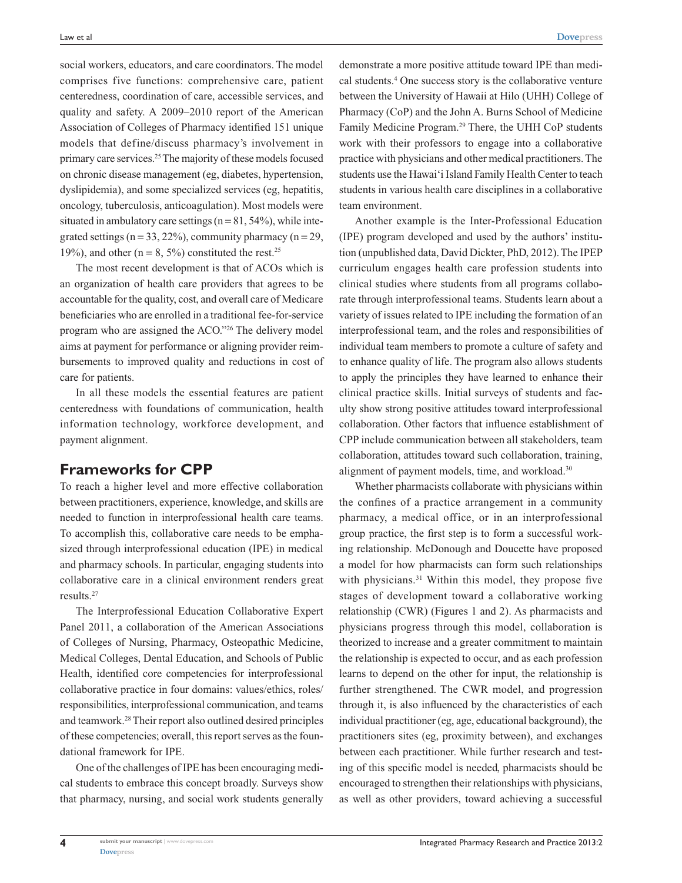social workers, educators, and care coordinators. The model comprises five functions: comprehensive care, patient centeredness, coordination of care, accessible services, and quality and safety. A 2009–2010 report of the American Association of Colleges of Pharmacy identified 151 unique models that define/discuss pharmacy's involvement in primary care services.[25] The majority of these models focused on chronic disease management (eg, diabetes, hypertension, dyslipidemia), and some specialized services (eg, hepatitis, oncology, tuberculosis, anticoagulation). Most models were situated in ambulatory care settings (n = 81, 54%), while integrated settings (n = 33, 22%), community pharmacy (n = 29, 19%), and other (n = 8, 5%) constituted the rest.[25]

The most recent development is that of ACOs which is an organization of health care providers that agrees to be accountable for the quality, cost, and overall care of Medicare beneficiaries who are enrolled in a traditional fee-for-service program who are assigned the ACO."[26] The delivery model aims at payment for performance or aligning provider reimbursements to improved quality and reductions in cost of care for patients.

In all these models the essential features are patient centeredness with foundations of communication, health information technology, workforce development, and payment alignment.

## Frameworks for CPP

To reach a higher level and more effective collaboration between practitioners, experience, knowledge, and skills are needed to function in interprofessional health care teams. To accomplish this, collaborative care needs to be emphasized through interprofessional education (IPE) in medical and pharmacy schools. In particular, engaging students into collaborative care in a clinical environment renders great results.[27]

The Interprofessional Education Collaborative Expert Panel 2011, a collaboration of the American Associations of Colleges of Nursing, Pharmacy, Osteopathic Medicine, Medical Colleges, Dental Education, and Schools of Public Health, identified core competencies for interprofessional collaborative practice in four domains: values/ethics, roles/responsibilities, interprofessional communication, and teams and teamwork.[28] Their report also outlined desired principles of these competencies; overall, this report serves as the foundational framework for IPE.

One of the challenges of IPE has been encouraging medical students to embrace this concept broadly. Surveys show that pharmacy, nursing, and social work students generally demonstrate a more positive attitude toward IPE than medical students.[4] One success story is the collaborative venture between the University of Hawaii at Hilo (UHH) College of Pharmacy (CoP) and the John A. Burns School of Medicine Family Medicine Program.[29] There, the UHH CoP students work with their professors to engage into a collaborative practice with physicians and other medical practitioners. The students use the Hawai'i Island Family Health Center to teach students in various health care disciplines in a collaborative team environment.

Another example is the Inter-Professional Education (IPE) program developed and used by the authors' institution (unpublished data, David Dickter, PhD, 2012). The IPEP curriculum engages health care profession students into clinical studies where students from all programs collaborate through interprofessional teams. Students learn about a variety of issues related to IPE including the formation of an interprofessional team, and the roles and responsibilities of individual team members to promote a culture of safety and to enhance quality of life. The program also allows students to apply the principles they have learned to enhance their clinical practice skills. Initial surveys of students and faculty show strong positive attitudes toward interprofessional collaboration. Other factors that influence establishment of CPP include communication between all stakeholders, team collaboration, attitudes toward such collaboration, training, alignment of payment models, time, and workload.[30]

Whether pharmacists collaborate with physicians within the confines of a practice arrangement in a community pharmacy, a medical office, or in an interprofessional group practice, the first step is to form a successful working relationship. McDonough and Doucette have proposed a model for how pharmacists can form such relationships with physicians.[31] Within this model, they propose five stages of development toward a collaborative working relationship (CWR) (Figures 1 and 2). As pharmacists and physicians progress through this model, collaboration is theorized to increase and a greater commitment to maintain the relationship is expected to occur, and as each profession learns to depend on the other for input, the relationship is further strengthened. The CWR model, and progression through it, is also influenced by the characteristics of each individual practitioner (eg, age, educational background), the practitioners sites (eg, proximity between), and exchanges between each practitioner. While further research and testing of this specific model is needed, pharmacists should be encouraged to strengthen their relationships with physicians, as well as other providers, toward achieving a successful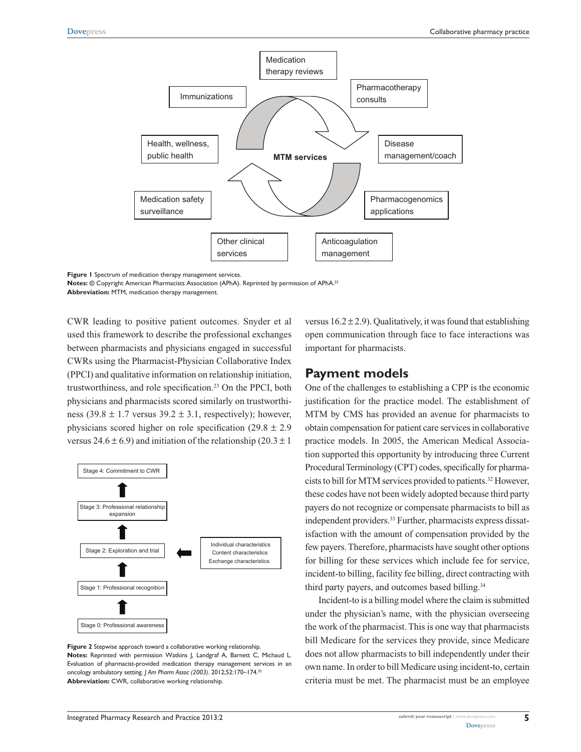Figure 1 Spectrum of medication therapy management services.

**Notes:** © Copyright American Pharmacists Association (APhA). Reprinted by permission of APhA.[22]

**Abbreviation:** MTM, medication therapy management.

CWR leading to positive patient outcomes. Snyder et al used this framework to describe the professional exchanges between pharmacists and physicians engaged in successful CWRs using the Pharmacist-Physician Collaborative Index (PPCI) and qualitative information on relationship initiation, trustworthiness, and role specification.[23] On the PPCI, both physicians and pharmacists scored similarly on trustworthiness ($39.8 \pm 1.7$ versus $39.2 \pm 3.1$, respectively); however, physicians scored higher on role specification ($29.8 \pm 2.9$ versus $24.6 \pm 6.9$) and initiation of the relationship ($20.3 \pm 1$ versus $16.2 \pm 2.9$). Qualitatively, it was found that establishing open communication through face to face interactions was important for pharmacists.

**Figure 2** Stepwise approach toward a collaborative working relationship.

**Notes:** Reprinted with permission Watkins J, Landgraf A, Barnett C, Michaud L. Evaluation of pharmacist-provided medication therapy management services in an oncology ambulatory setting. *J Am Pharm Assoc (2003)*. 2012;52:170–174.[32]

**Abbreviation:** CWR, collaborative working relationship.

## Payment models

One of the challenges to establishing a CPP is the economic justification for the practice model. The establishment of MTM by CMS has provided an avenue for pharmacists to obtain compensation for patient care services in collaborative practice models. In 2005, the American Medical Association supported this opportunity by introducing three Current Procedural Terminology (CPT) codes, specifically for pharmacists to bill for MTM services provided to patients.[32] However, these codes have not been widely adopted because third party payers do not recognize or compensate pharmacists to bill as independent providers.[33] Further, pharmacists express dissatisfaction with the amount of compensation provided by the few payers. Therefore, pharmacists have sought other options for billing for these services which include fee for service, incident-to billing, facility fee billing, direct contracting with third party payers, and outcomes based billing.[34]

Incident-to is a billing model where the claim is submitted under the physician's name, with the physician overseeing the work of the pharmacist. This is one way that pharmacists bill Medicare for the services they provide, since Medicare does not allow pharmacists to bill independently under their own name. In order to bill Medicare using incident-to, certain criteria must be met. The pharmacist must be an employee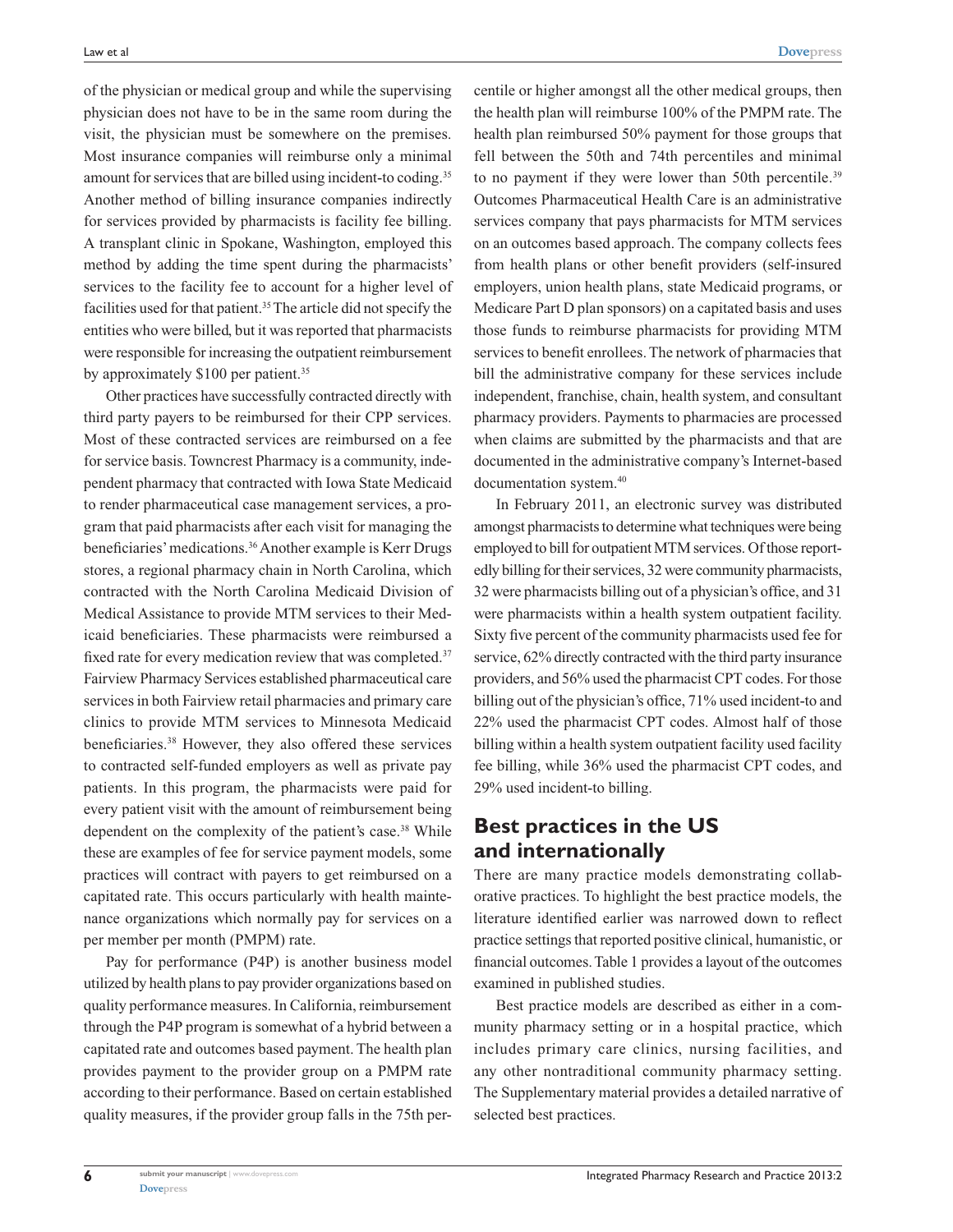of the physician or medical group and while the supervising physician does not have to be in the same room during the visit, the physician must be somewhere on the premises. Most insurance companies will reimburse only a minimal amount for services that are billed using incident-to coding.[35] Another method of billing insurance companies indirectly for services provided by pharmacists is facility fee billing. A transplant clinic in Spokane, Washington, employed this method by adding the time spent during the pharmacists' services to the facility fee to account for a higher level of facilities used for that patient.[35] The article did not specify the entities who were billed, but it was reported that pharmacists were responsible for increasing the outpatient reimbursement by approximately $100 per patient.[35]

Other practices have successfully contracted directly with third party payers to be reimbursed for their CPP services. Most of these contracted services are reimbursed on a fee for service basis. Towncrest Pharmacy is a community, independent pharmacy that contracted with Iowa State Medicaid to render pharmaceutical case management services, a program that paid pharmacists after each visit for managing the beneficiaries' medications.[36] Another example is Kerr Drugs stores, a regional pharmacy chain in North Carolina, which contracted with the North Carolina Medicaid Division of Medical Assistance to provide MTM services to their Medicaid beneficiaries. These pharmacists were reimbursed a fixed rate for every medication review that was completed.[37] Fairview Pharmacy Services established pharmaceutical care services in both Fairview retail pharmacies and primary care clinics to provide MTM services to Minnesota Medicaid beneficiaries.[38] However, they also offered these services to contracted self-funded employers as well as private pay patients. In this program, the pharmacists were paid for every patient visit with the amount of reimbursement being dependent on the complexity of the patient's case.[38] While these are examples of fee for service payment models, some practices will contract with payers to get reimbursed on a capitated rate. This occurs particularly with health maintenance organizations which normally pay for services on a per member per month (PMPM) rate.

Pay for performance (P4P) is another business model utilized by health plans to pay provider organizations based on quality performance measures. In California, reimbursement through the P4P program is somewhat of a hybrid between a capitated rate and outcomes based payment. The health plan provides payment to the provider group on a PMPM rate according to their performance. Based on certain established quality measures, if the provider group falls in the 75th percentile or higher amongst all the other medical groups, then the health plan will reimburse 100% of the PMPM rate. The health plan reimbursed 50% payment for those groups that fell between the 50th and 74th percentiles and minimal to no payment if they were lower than 50th percentile.[39] Outcomes Pharmaceutical Health Care is an administrative services company that pays pharmacists for MTM services on an outcomes based approach. The company collects fees from health plans or other benefit providers (self-insured employers, union health plans, state Medicaid programs, or Medicare Part D plan sponsors) on a capitated basis and uses those funds to reimburse pharmacists for providing MTM services to benefit enrollees. The network of pharmacies that bill the administrative company for these services include independent, franchise, chain, health system, and consultant pharmacy providers. Payments to pharmacies are processed when claims are submitted by the pharmacists and that are documented in the administrative company's Internet-based documentation system.[40]

In February 2011, an electronic survey was distributed amongst pharmacists to determine what techniques were being employed to bill for outpatient MTM services. Of those reportedly billing for their services, 32 were community pharmacists, 32 were pharmacists billing out of a physician's office, and 31 were pharmacists within a health system outpatient facility. Sixty five percent of the community pharmacists used fee for service, 62% directly contracted with the third party insurance providers, and 56% used the pharmacist CPT codes. For those billing out of the physician's office, 71% used incident-to and 22% used the pharmacist CPT codes. Almost half of those billing within a health system outpatient facility used facility fee billing, while 36% used the pharmacist CPT codes, and 29% used incident-to billing.

## Best practices in the US and internationally

There are many practice models demonstrating collaborative practices. To highlight the best practice models, the literature identified earlier was narrowed down to reflect practice settings that reported positive clinical, humanistic, or financial outcomes. Table 1 provides a layout of the outcomes examined in published studies.

Best practice models are described as either in a community pharmacy setting or in a hospital practice, which includes primary care clinics, nursing facilities, and any other nontraditional community pharmacy setting. The Supplementary material provides a detailed narrative of selected best practices.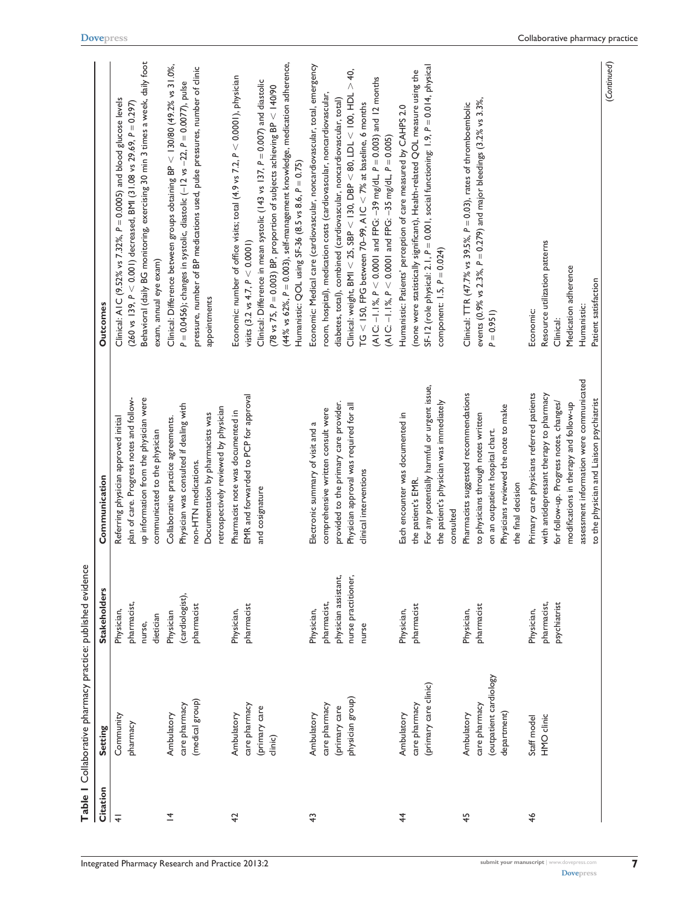**Table 1** Collaborative pharmacy practice: published evidence

| Citation | Setting | Stakeholders | Communication | Outcomes |
| --- | --- | --- | --- | --- |
| 41 | Community pharmacy | Physician, pharmacist, nurse, dietician | Referring physician approved initial plan of care. Progress notes and follow-up information from the physician were communicated to the physician | Clinical: A1C (9.52% vs 7.32%, $P = 0.0005$) and blood glucose levels (260 vs 139, $P < 0.001$) decreased, BMI (31.08 vs 29.69, $P = 0.297$)<br>Behavioral (daily BG monitoring, exercising 30 min 3 times a week, daily foot exam, annual eye exam) |
| 14 | Ambulatory care pharmacy (medical group) | Physician (cardiologist), pharmacist | Collaborative practice agreements. Physician was consulted if dealing with non-HTN medications. Documentation by pharmacists was retrospectively reviewed by physician | Clinical: Difference between groups obtaining BP < 130/80 (49.2% vs 31.0%, $P = 0.0456$); changes in systolic, diastolic (−12 vs −22, $P = 0.0077$), pulse pressure, number of BP medications used, pulse pressures, number of clinic appointments |
| 42 | Ambulatory care pharmacy (primary care clinic) | Physician, pharmacist | Pharmacist note was documented in EMR and forwarded to PCP for approval and cosignature | Economic: number of office visits; total (4.9 vs 7.2, $P < 0.0001$), physician visits (3.2 vs 4.7, $P < 0.0001$)<br>Clinical: Difference in mean systolic (143 vs 137, $P = 0.007$) and diastolic (78 vs 75, $P = 0.003$) BP, proportion of subjects achieving BP < 140/90 (44% vs 62%, $P = 0.003$), self-management knowledge, medication adherence,<br>Humanistic: QOL using SF-36 (8.5 vs 8.6, $P = 0.75$) |
| 43 | Ambulatory care pharmacy (primary care physician group) | Physician, pharmacist, physician assistant, nurse practitioner, nurse | Electronic summary of visit and a comprehensive written consult were provided to the primary care provider. Physician approval was required for all clinical interventions | Economic: Medical care (cardiovascular, noncardiovascular, total, emergency room, hospital), medication costs (cardiovascular, noncardiovascular, diabetes, total), combined (cardiovascular, noncardiovascular, total)<br>Clinical: weight, BMI < 25, SBP < 130, DBP < 80, LDL < 100, HDL > 40, TG < 150, FPG between 70–99, A1C < 7% at baseline, 6 months (A1C: −1.1%, $P < 0.0001$ and FPG: −39 mg/dL, $P = 0.003$) and 12 months (A1C: −1.1%, $P < 0.0001$ and FPG: −35 mg/dL, $P = 0.005$) |
| 44 | Ambulatory care pharmacy (primary care clinic) | Physician, pharmacist | Each encounter was documented in the patient's EMR. For any potentially harmful or urgent issue, the patient's physician was immediately consulted | Humanistic: Patients' perception of care measured by CAHPS 2.0 (none were statistically significant), Health-related QOL measure using the SF-12 (role physical: 2.1, $P = 0.001$, social functioning: 1.9, $P = 0.014$, physical component: 1.5, $P = 0.024$) |
| 45 | Ambulatory care pharmacy (outpatient cardiology department) | Physician, pharmacist | Pharmacists suggested recommendations to physicians through notes written on an outpatient hospital chart. Physicians reviewed the note to make the final decision | Clinical: TTR (47.7% vs 39.5%, $P = 0.03$), rates of thromboembolic events (0.9% vs 2.3%, $P = 0.279$) and major bleedings (3.2% vs 3.3%, $P = 0.951$) |
| 46 | Staff model HMO clinic | Physician, pharmacist, psychiatrist | Primary care physicians referred patients with antidepressant therapy to pharmacy for follow-up. Progress notes, changes/modifications in therapy and follow-up assessment information were communicated to the physician and Liaison psychiatrist | Economic:<br>Resource utilization patterns<br>Clinical:<br>Medication adherence<br>Humanistic:<br>Patient satisfaction |

(Continued)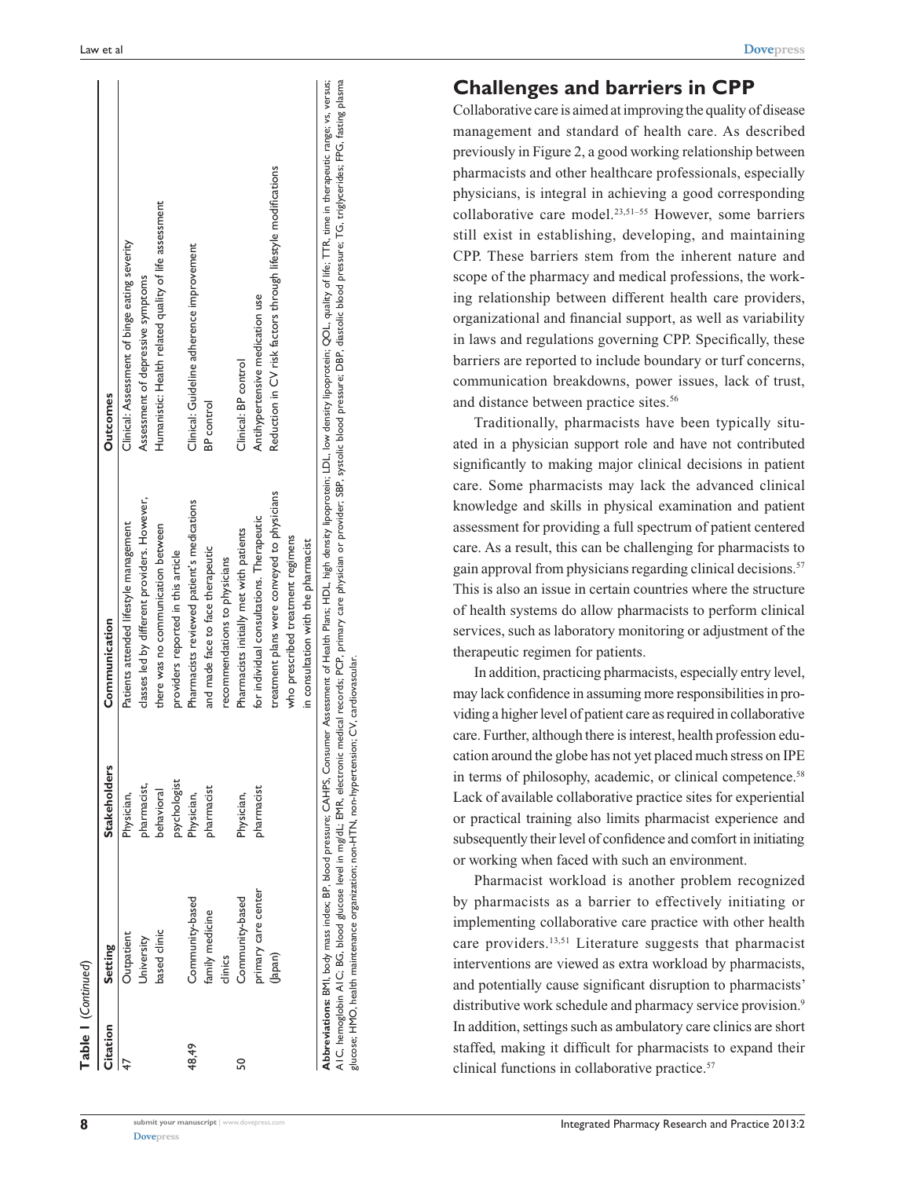**Table 1** (*Continued*)

| Citation | Setting | Stakeholders | Communication | Outcomes |
|---|---|---|---|---|
| 47 | Outpatient University based clinic | Physician, pharmacist, behavioral psychologist | Patients attended lifestyle management classes led by different providers. However, there was no communication between providers reported in this article | Clinical: Assessment of binge eating severity<br>Assessment of depressive symptoms<br>Humanistic: Health related quality of life assessment |
| 48,49 | Community-based family medicine clinics | Physician, pharmacist | Pharmacists reviewed patient's medications and made face to face therapeutic recommendations to physicians | Clinical: Guideline adherence improvement<br>BP control |
| 50 | Community-based primary care center (Japan) | Physician, pharmacist | Pharmacists initially met with patients for individual consultations. Therapeutic treatment plans were conveyed to physicians who prescribed treatment regimens in consultation with the pharmacist | Clinical: BP control<br>Antihypertensive medication use<br>Reduction in CV risk factors through lifestyle modifications |

**Abbreviations:** BMI, body mass index; BP, blood pressure; CAHPS, Consumer Assessment of Health Plans; HDL, high density lipoprotein; LDL, low density lipoprotein; QOL, quality of life; TTR, time in therapeutic range; vs, versus; A1C, hemoglobin A1C; BG, blood glucose level in mg/dL; EMR, electronic medical records; PCP, primary care physician or provider; SBP, systolic blood pressure; DBP, diastolic blood pressure; TG, triglycerides; FPG, fasting plasma glucose; HMO, health maintenance organization; non-HTN, non-hypertension; CV, cardiovascular.

## Challenges and barriers in CPP

Collaborative care is aimed at improving the quality of disease management and standard of health care. As described previously in Figure 2, a good working relationship between pharmacists and other healthcare professionals, especially physicians, is integral in achieving a good corresponding collaborative care model.[23,51–55] However, some barriers still exist in establishing, developing, and maintaining CPP. These barriers stem from the inherent nature and scope of the pharmacy and medical professions, the working relationship between different health care providers, organizational and financial support, as well as variability in laws and regulations governing CPP. Specifically, these barriers are reported to include boundary or turf concerns, communication breakdowns, power issues, lack of trust, and distance between practice sites.[56]

Traditionally, pharmacists have been typically situated in a physician support role and have not contributed significantly to making major clinical decisions in patient care. Some pharmacists may lack the advanced clinical knowledge and skills in physical examination and patient assessment for providing a full spectrum of patient centered care. As a result, this can be challenging for pharmacists to gain approval from physicians regarding clinical decisions.[57] This is also an issue in certain countries where the structure of health systems do allow pharmacists to perform clinical services, such as laboratory monitoring or adjustment of the therapeutic regimen for patients.

In addition, practicing pharmacists, especially entry level, may lack confidence in assuming more responsibilities in providing a higher level of patient care as required in collaborative care. Further, although there is interest, health profession education around the globe has not yet placed much stress on IPE in terms of philosophy, academic, or clinical competence.[58] Lack of available collaborative practice sites for experiential or practical training also limits pharmacist experience and subsequently their level of confidence and comfort in initiating or working when faced with such an environment.

Pharmacist workload is another problem recognized by pharmacists as a barrier to effectively initiating or implementing collaborative care practice with other health care providers.[13,51] Literature suggests that pharmacist interventions are viewed as extra workload by pharmacists, and potentially cause significant disruption to pharmacists' distributive work schedule and pharmacy service provision.[9] In addition, settings such as ambulatory care clinics are short staffed, making it difficult for pharmacists to expand their clinical functions in collaborative practice.[57]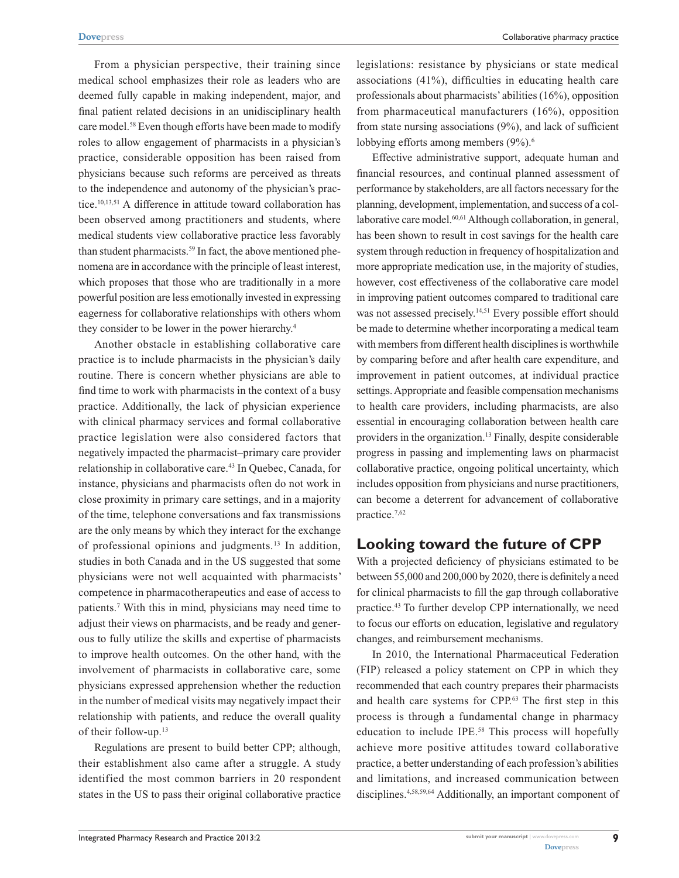From a physician perspective, their training since medical school emphasizes their role as leaders who are deemed fully capable in making independent, major, and final patient related decisions in an unidisciplinary health care model.[58] Even though efforts have been made to modify roles to allow engagement of pharmacists in a physician's practice, considerable opposition has been raised from physicians because such reforms are perceived as threats to the independence and autonomy of the physician's practice.[10,13,51] A difference in attitude toward collaboration has been observed among practitioners and students, where medical students view collaborative practice less favorably than student pharmacists.[59] In fact, the above mentioned phenomena are in accordance with the principle of least interest, which proposes that those who are traditionally in a more powerful position are less emotionally invested in expressing eagerness for collaborative relationships with others whom they consider to be lower in the power hierarchy.[4]

Another obstacle in establishing collaborative care practice is to include pharmacists in the physician's daily routine. There is concern whether physicians are able to find time to work with pharmacists in the context of a busy practice. Additionally, the lack of physician experience with clinical pharmacy services and formal collaborative practice legislation were also considered factors that negatively impacted the pharmacist–primary care provider relationship in collaborative care.[43] In Quebec, Canada, for instance, physicians and pharmacists often do not work in close proximity in primary care settings, and in a majority of the time, telephone conversations and fax transmissions are the only means by which they interact for the exchange of professional opinions and judgments.[13] In addition, studies in both Canada and in the US suggested that some physicians were not well acquainted with pharmacists' competence in pharmacotherapeutics and ease of access to patients.[7] With this in mind, physicians may need time to adjust their views on pharmacists, and be ready and generous to fully utilize the skills and expertise of pharmacists to improve health outcomes. On the other hand, with the involvement of pharmacists in collaborative care, some physicians expressed apprehension whether the reduction in the number of medical visits may negatively impact their relationship with patients, and reduce the overall quality of their follow-up.[13]

Regulations are present to build better CPP; although, their establishment also came after a struggle. A study identified the most common barriers in 20 respondent states in the US to pass their original collaborative practice legislations: resistance by physicians or state medical associations (41%), difficulties in educating health care professionals about pharmacists' abilities (16%), opposition from pharmaceutical manufacturers (16%), opposition from state nursing associations (9%), and lack of sufficient lobbying efforts among members (9%).[6]

Effective administrative support, adequate human and financial resources, and continual planned assessment of performance by stakeholders, are all factors necessary for the planning, development, implementation, and success of a collaborative care model.[60,61] Although collaboration, in general, has been shown to result in cost savings for the health care system through reduction in frequency of hospitalization and more appropriate medication use, in the majority of studies, however, cost effectiveness of the collaborative care model in improving patient outcomes compared to traditional care was not assessed precisely.[14,51] Every possible effort should be made to determine whether incorporating a medical team with members from different health disciplines is worthwhile by comparing before and after health care expenditure, and improvement in patient outcomes, at individual practice settings. Appropriate and feasible compensation mechanisms to health care providers, including pharmacists, are also essential in encouraging collaboration between health care providers in the organization.[13] Finally, despite considerable progress in passing and implementing laws on pharmacist collaborative practice, ongoing political uncertainty, which includes opposition from physicians and nurse practitioners, can become a deterrent for advancement of collaborative practice.[7,62]

## Looking toward the future of CPP

With a projected deficiency of physicians estimated to be between 55,000 and 200,000 by 2020, there is definitely a need for clinical pharmacists to fill the gap through collaborative practice.[43] To further develop CPP internationally, we need to focus our efforts on education, legislative and regulatory changes, and reimbursement mechanisms.

In 2010, the International Pharmaceutical Federation (FIP) released a policy statement on CPP in which they recommended that each country prepares their pharmacists and health care systems for CPP.[63] The first step in this process is through a fundamental change in pharmacy education to include IPE.[58] This process will hopefully achieve more positive attitudes toward collaborative practice, a better understanding of each profession's abilities and limitations, and increased communication between disciplines.[4,58,59,64] Additionally, an important component of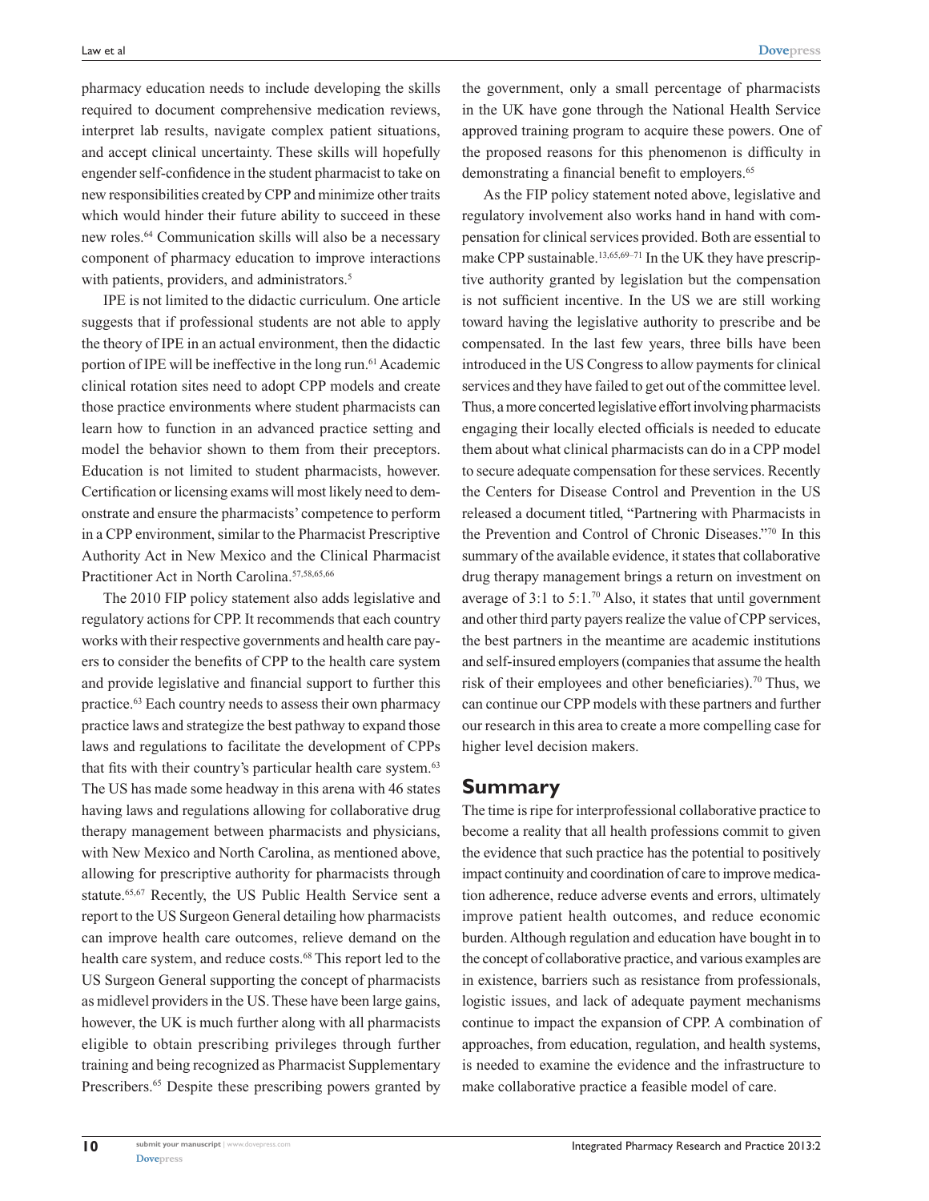pharmacy education needs to include developing the skills required to document comprehensive medication reviews, interpret lab results, navigate complex patient situations, and accept clinical uncertainty. These skills will hopefully engender self-confidence in the student pharmacist to take on new responsibilities created by CPP and minimize other traits which would hinder their future ability to succeed in these new roles.[64] Communication skills will also be a necessary component of pharmacy education to improve interactions with patients, providers, and administrators.[5]

IPE is not limited to the didactic curriculum. One article suggests that if professional students are not able to apply the theory of IPE in an actual environment, then the didactic portion of IPE will be ineffective in the long run.[61] Academic clinical rotation sites need to adopt CPP models and create those practice environments where student pharmacists can learn how to function in an advanced practice setting and model the behavior shown to them from their preceptors. Education is not limited to student pharmacists, however. Certification or licensing exams will most likely need to demonstrate and ensure the pharmacists' competence to perform in a CPP environment, similar to the Pharmacist Prescriptive Authority Act in New Mexico and the Clinical Pharmacist Practitioner Act in North Carolina.[57,58,65,66]

The 2010 FIP policy statement also adds legislative and regulatory actions for CPP. It recommends that each country works with their respective governments and health care payers to consider the benefits of CPP to the health care system and provide legislative and financial support to further this practice.[63] Each country needs to assess their own pharmacy practice laws and strategize the best pathway to expand those laws and regulations to facilitate the development of CPPs that fits with their country's particular health care system.[63] The US has made some headway in this arena with 46 states having laws and regulations allowing for collaborative drug therapy management between pharmacists and physicians, with New Mexico and North Carolina, as mentioned above, allowing for prescriptive authority for pharmacists through statute.[65,67] Recently, the US Public Health Service sent a report to the US Surgeon General detailing how pharmacists can improve health care outcomes, relieve demand on the health care system, and reduce costs.[68] This report led to the US Surgeon General supporting the concept of pharmacists as midlevel providers in the US. These have been large gains, however, the UK is much further along with all pharmacists eligible to obtain prescribing privileges through further training and being recognized as Pharmacist Supplementary Prescribers.[65] Despite these prescribing powers granted by the government, only a small percentage of pharmacists in the UK have gone through the National Health Service approved training program to acquire these powers. One of the proposed reasons for this phenomenon is difficulty in demonstrating a financial benefit to employers.[65]

As the FIP policy statement noted above, legislative and regulatory involvement also works hand in hand with compensation for clinical services provided. Both are essential to make CPP sustainable.[13,65,69–71] In the UK they have prescriptive authority granted by legislation but the compensation is not sufficient incentive. In the US we are still working toward having the legislative authority to prescribe and be compensated. In the last few years, three bills have been introduced in the US Congress to allow payments for clinical services and they have failed to get out of the committee level. Thus, a more concerted legislative effort involving pharmacists engaging their locally elected officials is needed to educate them about what clinical pharmacists can do in a CPP model to secure adequate compensation for these services. Recently the Centers for Disease Control and Prevention in the US released a document titled, "Partnering with Pharmacists in the Prevention and Control of Chronic Diseases."[70] In this summary of the available evidence, it states that collaborative drug therapy management brings a return on investment on average of 3:1 to 5:1.[70] Also, it states that until government and other third party payers realize the value of CPP services, the best partners in the meantime are academic institutions and self-insured employers (companies that assume the health risk of their employees and other beneficiaries).[70] Thus, we can continue our CPP models with these partners and further our research in this area to create a more compelling case for higher level decision makers.

## Summary

The time is ripe for interprofessional collaborative practice to become a reality that all health professions commit to given the evidence that such practice has the potential to positively impact continuity and coordination of care to improve medication adherence, reduce adverse events and errors, ultimately improve patient health outcomes, and reduce economic burden. Although regulation and education have bought in to the concept of collaborative practice, and various examples are in existence, barriers such as resistance from professionals, logistic issues, and lack of adequate payment mechanisms continue to impact the expansion of CPP. A combination of approaches, from education, regulation, and health systems, is needed to examine the evidence and the infrastructure to make collaborative practice a feasible model of care.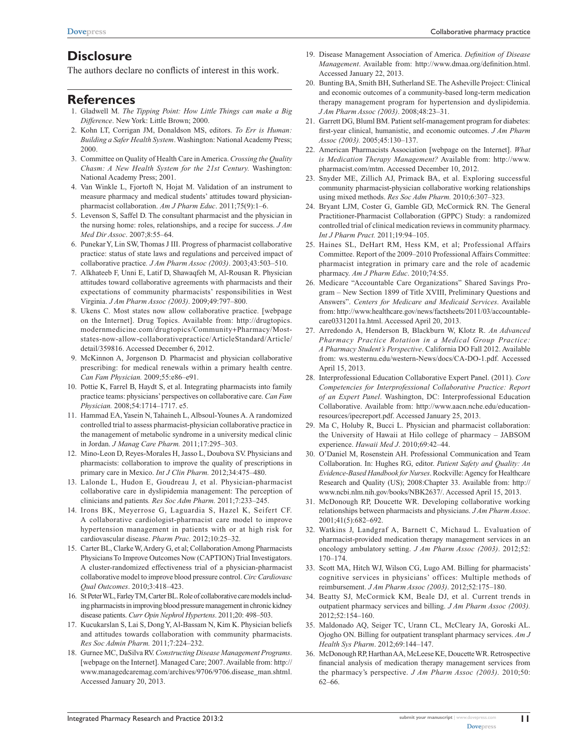## Disclosure

The authors declare no conflicts of interest in this work.

## References

1. Gladwell M. *The Tipping Point: How Little Things can make a Big Difference*. New York: Little Brown; 2000.
2. Kohn LT, Corrigan JM, Donaldson MS, editors. *To Err is Human: Building a Safer Health System*. Washington: National Academy Press; 2000.
3. Committee on Quality of Health Care in America. *Crossing the Quality Chasm: A New Health System for the 21st Century.* Washington: National Academy Press; 2001.
4. Van Winkle L, Fjortoft N, Hojat M. Validation of an instrument to measure pharmacy and medical students' attitudes toward physician-pharmacist collaboration. *Am J Pharm Educ*. 2011;75(9):1–6.
5. Levenson S, Saffel D. The consultant pharmacist and the physician in the nursing home: roles, relationships, and a recipe for success. *J Am Med Dir Assoc*. 2007;8:55–64.
6. Punekar Y, Lin SW, Thomas J III. Progress of pharmacist collaborative practice: status of state laws and regulations and perceived impact of collaborative practice. *J Am Pharm Assoc (2003)*. 2003;43:503–510.
7. Alkhateeb F, Unni E, Latif D, Shawaqfeh M, Al-Rousan R. Physician attitudes toward collaborative agreements with pharmacists and their expectations of community pharmacists' responsibilities in West Virginia. *J Am Pharm Assoc (2003)*. 2009;49:797–800.
8. Ukens C. Most states now allow collaborative practice. [webpage on the Internet]. Drug Topics. Available from: http://drugtopics.modernmedicine.com/drugtopics/Community+Pharmacy/Most-states-now-allow-collaborativepractice/ArticleStandard/Article/detail/359816. Accessed December 6, 2012.
9. McKinnon A, Jorgenson D. Pharmacist and physician collaborative prescribing: for medical renewals within a primary health centre. *Can Fam Physician.* 2009;55:e86–e91.
10. Pottie K, Farrel B, Haydt S, et al. Integrating pharmacists into family practice teams: physicians' perspectives on collaborative care. *Can Fam Physician.* 2008;54:1714–1717. e5.
11. Hammad EA, Yasein N, Tahaineh L, Albsoul-Younes A. A randomized controlled trial to assess pharmacist-physician collaborative practice in the management of metabolic syndrome in a university medical clinic in Jordan. *J Manag Care Pharm.* 2011;17:295–303.
12. Mino-Leon D, Reyes-Morales H, Jasso L, Doubova SV. Physicians and pharmacists: collaboration to improve the quality of prescriptions in primary care in Mexico. *Int J Clin Pharm.* 2012;34:475–480.
13. Lalonde L, Hudon E, Goudreau J, et al. Physician-pharmacist collaborative care in dyslipidemia management: The perception of clinicians and patients. *Res Soc Adm Pharm.* 2011;7:233–245.
14. Irons BK, Meyerrose G, Laguardia S, Hazel K, Seifert CF. A collaborative cardiologist-pharmacist care model to improve hypertension management in patients with or at high risk for cardiovascular disease. *Pharm Prac.* 2012;10:25–32.
15. Carter BL, Clarke W, Ardery G, et al; Collaboration Among Pharmacists Physicians To Improve Outcomes Now (CAPTION) Trial Investigators. A cluster-randomized effectiveness trial of a physician-pharmacist collaborative model to improve blood pressure control. *Circ Cardiovasc Qual Outcomes*. 2010;3:418–423.
16. St Peter WL, Farley TM, Carter BL. Role of collaborative care models including pharmacists in improving blood pressure management in chronic kidney disease patients. *Curr Opin Nephrol Hypertens*. 2011;20: 498–503.
17. Kucukarslan S, Lai S, Dong Y, Al-Bassam N, Kim K. Physician beliefs and attitudes towards collaboration with community pharmacists. *Res Soc Admin Pharm.* 2011;7:224–232.
18. Gurnee MC, DaSilva RV. *Constructing Disease Management Programs*. [webpage on the Internet]. Managed Care; 2007. Available from: http://www.managedcaremag.com/archives/9706/9706.disease_man.shtml. Accessed January 20, 2013.
19. Disease Management Association of America. *Definition of Disease Management*. Available from: http://www.dmaa.org/definition.html. Accessed January 22, 2013.
20. Bunting BA, Smith BH, Sutherland SE. The Asheville Project: Clinical and economic outcomes of a community-based long-term medication therapy management program for hypertension and dyslipidemia. *J Am Pharm Assoc (2003)*. 2008;48:23–31.
21. Garrett DG, Bluml BM. Patient self-management program for diabetes: first-year clinical, humanistic, and economic outcomes. *J Am Pharm Assoc (2003).* 2005;45:130–137.
22. American Pharmacists Association [webpage on the Internet]. *What is Medication Therapy Management?* Available from: http://www.pharmacist.com/mtm. Accessed December 10, 2012.
23. Snyder ME, Zillich AJ, Primack BA, et al. Exploring successful community pharmacist-physician collaborative working relationships using mixed methods. *Res Soc Adm Pharm.* 2010;6:307–323.
24. Bryant LJM, Coster G, Gamble GD, McCormick RN. The General Practitioner-Pharmacist Collaboration (GPPC) Study: a randomized controlled trial of clinical medication reviews in community pharmacy. *Int J Pharm Pract.* 2011;19:94–105.
25. Haines SL, DeHart RM, Hess KM, et al; Professional Affairs Committee. Report of the 2009–2010 Professional Affairs Committee: pharmacist integration in primary care and the role of academic pharmacy. *Am J Pharm Educ*. 2010;74:S5.
26. Medicare "Accountable Care Organizations" Shared Savings Program – New Section 1899 of Title XVIII, Preliminary Questions and Answers". *Centers for Medicare and Medicaid Services*. Available from: http://www.healthcare.gov/news/factsheets/2011/03/accountablecare03312011a.html. Accessed April 20, 2013.
27. Arredondo A, Henderson B, Blackburn W, Klotz R. *An Advanced Pharmacy Practice Rotation in a Medical Group Practice: A Pharmacy Student's Perspective*. California DO Fall 2012. Available from: ws.westernu.edu/western-News/docs/CA-DO-1.pdf. Accessed April 15, 2013.
28. Interprofessional Education Collaborative Expert Panel. (2011). *Core Competencies for Interprofessional Collaborative Practice: Report of an Expert Panel*. Washington, DC: Interprofessional Education Collaborative. Available from: http://www.aacn.nche.edu/education-resources/ipecreport.pdf. Accessed January 25, 2013.
29. Ma C, Holuby R, Bucci L. Physician and pharmacist collaboration: the University of Hawaii at Hilo college of pharmacy – JABSOM experience. *Hawaii Med J*. 2010;69:42–44.
30. O'Daniel M, Rosenstein AH. Professional Communication and Team Collaboration. In: Hughes RG, editor. *Patient Safety and Quality: An Evidence-Based Handbook for Nurses*. Rockville: Agency for Healthcare Research and Quality (US); 2008:Chapter 33. Available from: http://www.ncbi.nlm.nih.gov/books/NBK2637/. Accessed April 15, 2013.
31. McDonough RP, Doucette WR. Developing collaborative working relationships between pharmacists and physicians. *J Am Pharm Assoc*. 2001;41(5):682–692.
32. Watkins J, Landgraf A, Barnett C, Michaud L. Evaluation of pharmacist-provided medication therapy management services in an oncology ambulatory setting. *J Am Pharm Assoc (2003)*. 2012;52: 170–174.
33. Scott MA, Hitch WJ, Wilson CG, Lugo AM. Billing for pharmacists' cognitive services in physicians' offices: Multiple methods of reimbursement. *J Am Pharm Assoc (2003)*. 2012;52:175–180.
34. Beatty SJ, McCormick KM, Beale DJ, et al. Current trends in outpatient pharmacy services and billing. *J Am Pharm Assoc (2003).* 2012;52:154–160.
35. Maldonado AQ, Seiger TC, Urann CL, McCleary JA, Goroski AL. Ojogho ON. Billing for outpatient transplant pharmacy services. *Am J Health Sys Pharm*. 2012;69:144–147.
36. McDonough RP, Harthan AA, McLeese KE, Doucette WR. Retrospective financial analysis of medication therapy management services from the pharmacy's perspective. *J Am Pharm Assoc (2003)*. 2010;50: 62–66.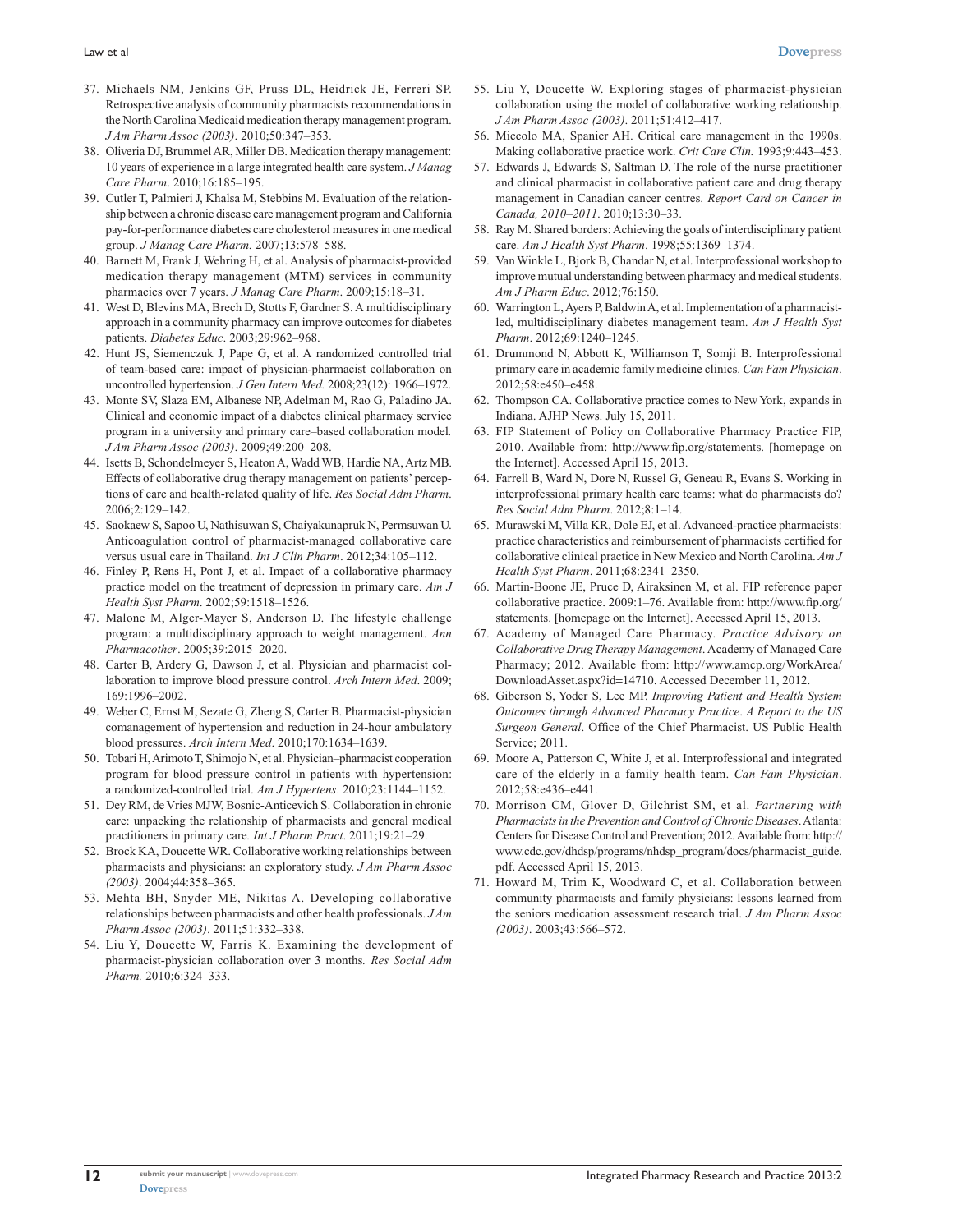37. Michaels NM, Jenkins GF, Pruss DL, Heidrick JE, Ferreri SP. Retrospective analysis of community pharmacists recommendations in the North Carolina Medicaid medication therapy management program. *J Am Pharm Assoc (2003)*. 2010;50:347–353.
38. Oliveria DJ, Brummel AR, Miller DB. Medication therapy management: 10 years of experience in a large integrated health care system. *J Manag Care Pharm*. 2010;16:185–195.
39. Cutler T, Palmieri J, Khalsa M, Stebbins M. Evaluation of the relationship between a chronic disease care management program and California pay-for-performance diabetes care cholesterol measures in one medical group. *J Manag Care Pharm.* 2007;13:578–588.
40. Barnett M, Frank J, Wehring H, et al. Analysis of pharmacist-provided medication therapy management (MTM) services in community pharmacies over 7 years. *J Manag Care Pharm.* 2009;15:18–31.
41. West D, Blevins MA, Brech D, Stotts F, Gardner S. A multidisciplinary approach in a community pharmacy can improve outcomes for diabetes patients. *Diabetes Educ*. 2003;29:962–968.
42. Hunt JS, Siemenczuk J, Pape G, et al. A randomized controlled trial of team-based care: impact of physician-pharmacist collaboration on uncontrolled hypertension. *J Gen Intern Med.* 2008;23(12): 1966–1972.
43. Monte SV, Slaza EM, Albanese NP, Adelman M, Rao G, Paladino JA. Clinical and economic impact of a diabetes clinical pharmacy service program in a university and primary care–based collaboration model. *J Am Pharm Assoc (2003)*. 2009;49:200–208.
44. Isetts B, Schondelmeyer S, Heaton A, Wadd WB, Hardie NA, Artz MB. Effects of collaborative drug therapy management on patients' perceptions of care and health-related quality of life. *Res Social Adm Pharm*. 2006;2:129–142.
45. Saokaew S, Sapoo U, Nathisuwan S, Chaiyakunapruk N, Permsuwan U. Anticoagulation control of pharmacist-managed collaborative care versus usual care in Thailand. *Int J Clin Pharm*. 2012;34:105–112.
46. Finley P, Rens H, Pont J, et al. Impact of a collaborative pharmacy practice model on the treatment of depression in primary care. *Am J Health Syst Pharm*. 2002;59:1518–1526.
47. Malone M, Alger-Mayer S, Anderson D. The lifestyle challenge program: a multidisciplinary approach to weight management. *Ann Pharmacother*. 2005;39:2015–2020.
48. Carter B, Ardery G, Dawson J, et al. Physician and pharmacist collaboration to improve blood pressure control. *Arch Intern Med*. 2009; 169:1996–2002.
49. Weber C, Ernst M, Sezate G, Zheng S, Carter B. Pharmacist-physician comanagement of hypertension and reduction in 24-hour ambulatory blood pressures. *Arch Intern Med*. 2010;170:1634–1639.
50. Tobari H, Arimoto T, Shimojo N, et al. Physician–pharmacist cooperation program for blood pressure control in patients with hypertension: a randomized-controlled trial. *Am J Hypertens*. 2010;23:1144–1152.
51. Dey RM, de Vries MJW, Bosnic-Anticevich S. Collaboration in chronic care: unpacking the relationship of pharmacists and general medical practitioners in primary care. *Int J Pharm Pract*. 2011;19:21–29.
52. Brock KA, Doucette WR. Collaborative working relationships between pharmacists and physicians: an exploratory study. *J Am Pharm Assoc (2003)*. 2004;44:358–365.
53. Mehta BH, Snyder ME, Nikitas A. Developing collaborative relationships between pharmacists and other health professionals. *J Am Pharm Assoc (2003)*. 2011;51:332–338.
54. Liu Y, Doucette W, Farris K. Examining the development of pharmacist-physician collaboration over 3 months. *Res Social Adm Pharm.* 2010;6:324–333.
55. Liu Y, Doucette W. Exploring stages of pharmacist-physician collaboration using the model of collaborative working relationship. *J Am Pharm Assoc (2003)*. 2011;51:412–417.
56. Miccolo MA, Spanier AH. Critical care management in the 1990s. Making collaborative practice work. *Crit Care Clin.* 1993;9:443–453.
57. Edwards J, Edwards S, Saltman D. The role of the nurse practitioner and clinical pharmacist in collaborative patient care and drug therapy management in Canadian cancer centres. *Report Card on Cancer in Canada, 2010–2011*. 2010;13:30–33.
58. Ray M. Shared borders: Achieving the goals of interdisciplinary patient care. *Am J Health Syst Pharm*. 1998;55:1369–1374.
59. Van Winkle L, Bjork B, Chandar N, et al. Interprofessional workshop to improve mutual understanding between pharmacy and medical students. *Am J Pharm Educ*. 2012;76:150.
60. Warrington L, Ayers P, Baldwin A, et al. Implementation of a pharmacist-led, multidisciplinary diabetes management team. *Am J Health Syst Pharm*. 2012;69:1240–1245.
61. Drummond N, Abbott K, Williamson T, Somji B. Interprofessional primary care in academic family medicine clinics. *Can Fam Physician*. 2012;58:e450–e458.
62. Thompson CA. Collaborative practice comes to New York, expands in Indiana. AJHP News. July 15, 2011.
63. FIP Statement of Policy on Collaborative Pharmacy Practice FIP, 2010. Available from: http://www.fip.org/statements. [homepage on the Internet]. Accessed April 15, 2013.
64. Farrell B, Ward N, Dore N, Russel G, Geneau R, Evans S. Working in interprofessional primary health care teams: what do pharmacists do? *Res Social Adm Pharm*. 2012;8:1–14.
65. Murawski M, Villa KR, Dole EJ, et al. Advanced-practice pharmacists: practice characteristics and reimbursement of pharmacists certified for collaborative clinical practice in New Mexico and North Carolina. *Am J Health Syst Pharm*. 2011;68:2341–2350.
66. Martin-Boone JE, Pruce D, Airaksinen M, et al. FIP reference paper collaborative practice. 2009:1–76. Available from: http://www.fip.org/statements. [homepage on the Internet]. Accessed April 15, 2013.
67. Academy of Managed Care Pharmacy. *Practice Advisory on Collaborative Drug Therapy Management*. Academy of Managed Care Pharmacy; 2012. Available from: http://www.amcp.org/WorkArea/DownloadAsset.aspx?id=14710. Accessed December 11, 2012.
68. Giberson S, Yoder S, Lee MP. *Improving Patient and Health System Outcomes through Advanced Pharmacy Practice*. *A Report to the US Surgeon General*. Office of the Chief Pharmacist. US Public Health Service; 2011.
69. Moore A, Patterson C, White J, et al. Interprofessional and integrated care of the elderly in a family health team. *Can Fam Physician*. 2012;58:e436–e441.
70. Morrison CM, Glover D, Gilchrist SM, et al. *Partnering with Pharmacists in the Prevention and Control of Chronic Diseases*. Atlanta: Centers for Disease Control and Prevention; 2012. Available from: http://www.cdc.gov/dhdsp/programs/nhdsp_program/docs/pharmacist_guide.pdf. Accessed April 15, 2013.
71. Howard M, Trim K, Woodward C, et al. Collaboration between community pharmacists and family physicians: lessons learned from the seniors medication assessment research trial. *J Am Pharm Assoc (2003)*. 2003;43:566–572.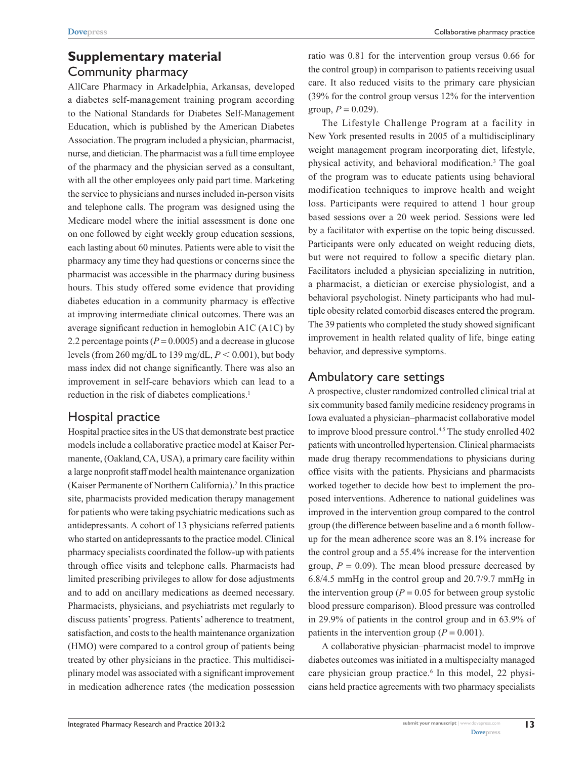# Supplementary material

## Community pharmacy

AllCare Pharmacy in Arkadelphia, Arkansas, developed a diabetes self-management training program according to the National Standards for Diabetes Self-Management Education, which is published by the American Diabetes Association. The program included a physician, pharmacist, nurse, and dietician. The pharmacist was a full time employee of the pharmacy and the physician served as a consultant, with all the other employees only paid part time. Marketing the service to physicians and nurses included in-person visits and telephone calls. The program was designed using the Medicare model where the initial assessment is done one on one followed by eight weekly group education sessions, each lasting about 60 minutes. Patients were able to visit the pharmacy any time they had questions or concerns since the pharmacist was accessible in the pharmacy during business hours. This study offered some evidence that providing diabetes education in a community pharmacy is effective at improving intermediate clinical outcomes. There was an average significant reduction in hemoglobin A1C (A1C) by 2.2 percentage points ($P = 0.0005$) and a decrease in glucose levels (from 260 mg/dL to 139 mg/dL, $P < 0.001$), but body mass index did not change significantly. There was also an improvement in self-care behaviors which can lead to a reduction in the risk of diabetes complications.[1]

## Hospital practice

Hospital practice sites in the US that demonstrate best practice models include a collaborative practice model at Kaiser Permanente, (Oakland, CA, USA), a primary care facility within a large nonprofit staff model health maintenance organization (Kaiser Permanente of Northern California).[2] In this practice site, pharmacists provided medication therapy management for patients who were taking psychiatric medications such as antidepressants. A cohort of 13 physicians referred patients who started on antidepressants to the practice model. Clinical pharmacy specialists coordinated the follow-up with patients through office visits and telephone calls. Pharmacists had limited prescribing privileges to allow for dose adjustments and to add on ancillary medications as deemed necessary. Pharmacists, physicians, and psychiatrists met regularly to discuss patients' progress. Patients' adherence to treatment, satisfaction, and costs to the health maintenance organization (HMO) were compared to a control group of patients being treated by other physicians in the practice. This multidisciplinary model was associated with a significant improvement in medication adherence rates (the medication possession ratio was 0.81 for the intervention group versus 0.66 for the control group) in comparison to patients receiving usual care. It also reduced visits to the primary care physician (39% for the control group versus 12% for the intervention group, $P = 0.029$).

The Lifestyle Challenge Program at a facility in New York presented results in 2005 of a multidisciplinary weight management program incorporating diet, lifestyle, physical activity, and behavioral modification.[3] The goal of the program was to educate patients using behavioral modification techniques to improve health and weight loss. Participants were required to attend 1 hour group based sessions over a 20 week period. Sessions were led by a facilitator with expertise on the topic being discussed. Participants were only educated on weight reducing diets, but were not required to follow a specific dietary plan. Facilitators included a physician specializing in nutrition, a pharmacist, a dietician or exercise physiologist, and a behavioral psychologist. Ninety participants who had multiple obesity related comorbid diseases entered the program. The 39 patients who completed the study showed significant improvement in health related quality of life, binge eating behavior, and depressive symptoms.

## Ambulatory care settings

A prospective, cluster randomized controlled clinical trial at six community based family medicine residency programs in Iowa evaluated a physician–pharmacist collaborative model to improve blood pressure control.[4,5] The study enrolled 402 patients with uncontrolled hypertension. Clinical pharmacists made drug therapy recommendations to physicians during office visits with the patients. Physicians and pharmacists worked together to decide how best to implement the proposed interventions. Adherence to national guidelines was improved in the intervention group compared to the control group (the difference between baseline and a 6 month follow-up for the mean adherence score was an 8.1% increase for the control group and a 55.4% increase for the intervention group, $P = 0.09$). The mean blood pressure decreased by 6.8/4.5 mmHg in the control group and 20.7/9.7 mmHg in the intervention group ($P = 0.05$ for between group systolic blood pressure comparison). Blood pressure was controlled in 29.9% of patients in the control group and in 63.9% of patients in the intervention group ($P = 0.001$).

A collaborative physician–pharmacist model to improve diabetes outcomes was initiated in a multispecialty managed care physician group practice.[6] In this model, 22 physicians held practice agreements with two pharmacy specialists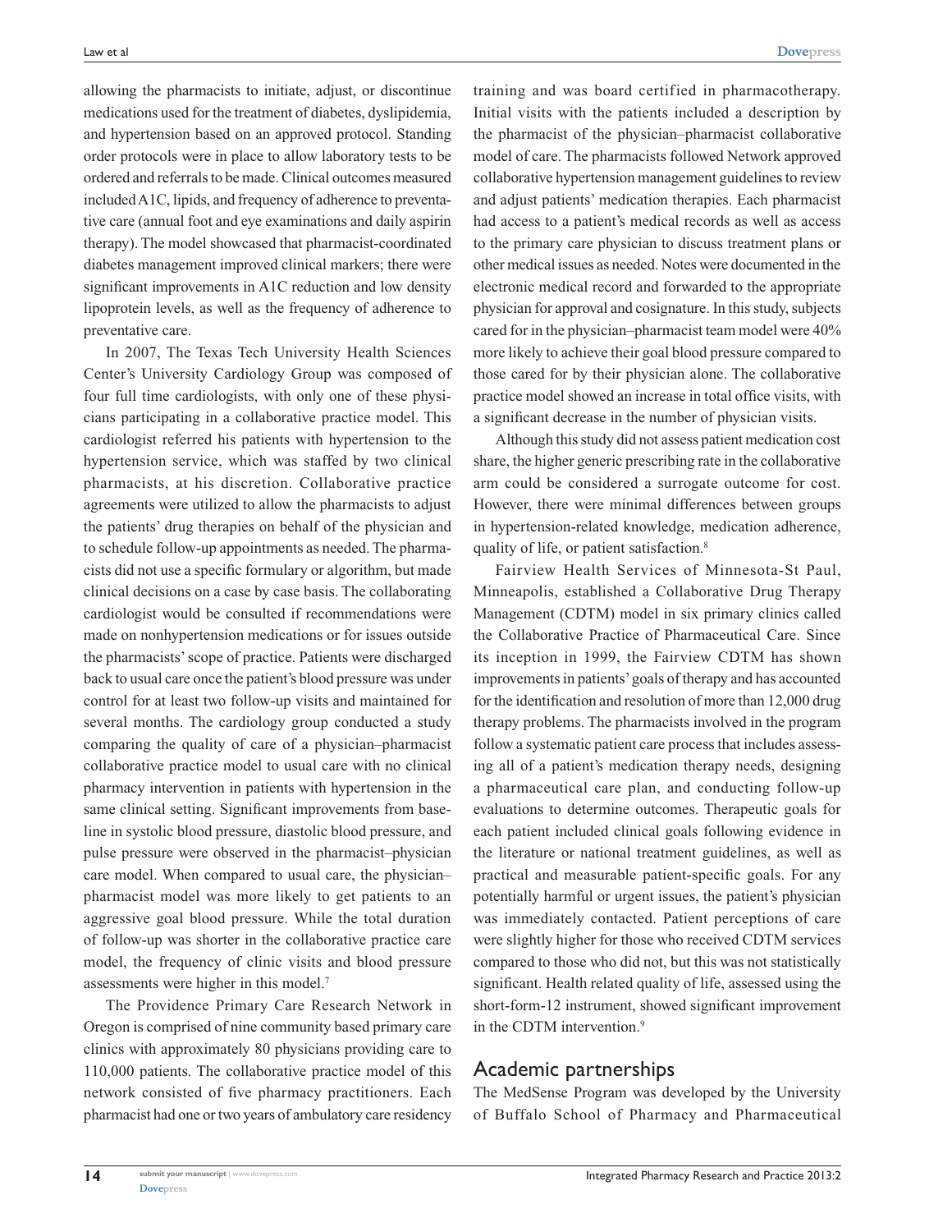allowing the pharmacists to initiate, adjust, or discontinue medications used for the treatment of diabetes, dyslipidemia, and hypertension based on an approved protocol. Standing order protocols were in place to allow laboratory tests to be ordered and referrals to be made. Clinical outcomes measured included A1C, lipids, and frequency of adherence to preventative care (annual foot and eye examinations and daily aspirin therapy). The model showcased that pharmacist-coordinated diabetes management improved clinical markers; there were significant improvements in A1C reduction and low density lipoprotein levels, as well as the frequency of adherence to preventative care.

In 2007, The Texas Tech University Health Sciences Center's University Cardiology Group was composed of four full time cardiologists, with only one of these physicians participating in a collaborative practice model. This cardiologist referred his patients with hypertension to the hypertension service, which was staffed by two clinical pharmacists, at his discretion. Collaborative practice agreements were utilized to allow the pharmacists to adjust the patients' drug therapies on behalf of the physician and to schedule follow-up appointments as needed. The pharmacists did not use a specific formulary or algorithm, but made clinical decisions on a case by case basis. The collaborating cardiologist would be consulted if recommendations were made on nonhypertension medications or for issues outside the pharmacists' scope of practice. Patients were discharged back to usual care once the patient's blood pressure was under control for at least two follow-up visits and maintained for several months. The cardiology group conducted a study comparing the quality of care of a physician–pharmacist collaborative practice model to usual care with no clinical pharmacy intervention in patients with hypertension in the same clinical setting. Significant improvements from baseline in systolic blood pressure, diastolic blood pressure, and pulse pressure were observed in the pharmacist–physician care model. When compared to usual care, the physician–pharmacist model was more likely to get patients to an aggressive goal blood pressure. While the total duration of follow-up was shorter in the collaborative practice care model, the frequency of clinic visits and blood pressure assessments were higher in this model.[7]

The Providence Primary Care Research Network in Oregon is comprised of nine community based primary care clinics with approximately 80 physicians providing care to 110,000 patients. The collaborative practice model of this network consisted of five pharmacy practitioners. Each pharmacist had one or two years of ambulatory care residency training and was board certified in pharmacotherapy. Initial visits with the patients included a description by the pharmacist of the physician–pharmacist collaborative model of care. The pharmacists followed Network approved collaborative hypertension management guidelines to review and adjust patients' medication therapies. Each pharmacist had access to a patient's medical records as well as access to the primary care physician to discuss treatment plans or other medical issues as needed. Notes were documented in the electronic medical record and forwarded to the appropriate physician for approval and cosignature. In this study, subjects cared for in the physician–pharmacist team model were 40% more likely to achieve their goal blood pressure compared to those cared for by their physician alone. The collaborative practice model showed an increase in total office visits, with a significant decrease in the number of physician visits.

Although this study did not assess patient medication cost share, the higher generic prescribing rate in the collaborative arm could be considered a surrogate outcome for cost. However, there were minimal differences between groups in hypertension-related knowledge, medication adherence, quality of life, or patient satisfaction.[8]

Fairview Health Services of Minnesota-St Paul, Minneapolis, established a Collaborative Drug Therapy Management (CDTM) model in six primary clinics called the Collaborative Practice of Pharmaceutical Care. Since its inception in 1999, the Fairview CDTM has shown improvements in patients' goals of therapy and has accounted for the identification and resolution of more than 12,000 drug therapy problems. The pharmacists involved in the program follow a systematic patient care process that includes assessing all of a patient's medication therapy needs, designing a pharmaceutical care plan, and conducting follow-up evaluations to determine outcomes. Therapeutic goals for each patient included clinical goals following evidence in the literature or national treatment guidelines, as well as practical and measurable patient-specific goals. For any potentially harmful or urgent issues, the patient's physician was immediately contacted. Patient perceptions of care were slightly higher for those who received CDTM services compared to those who did not, but this was not statistically significant. Health related quality of life, assessed using the short-form-12 instrument, showed significant improvement in the CDTM intervention.[9]

## Academic partnerships

The MedSense Program was developed by the University of Buffalo School of Pharmacy and Pharmaceutical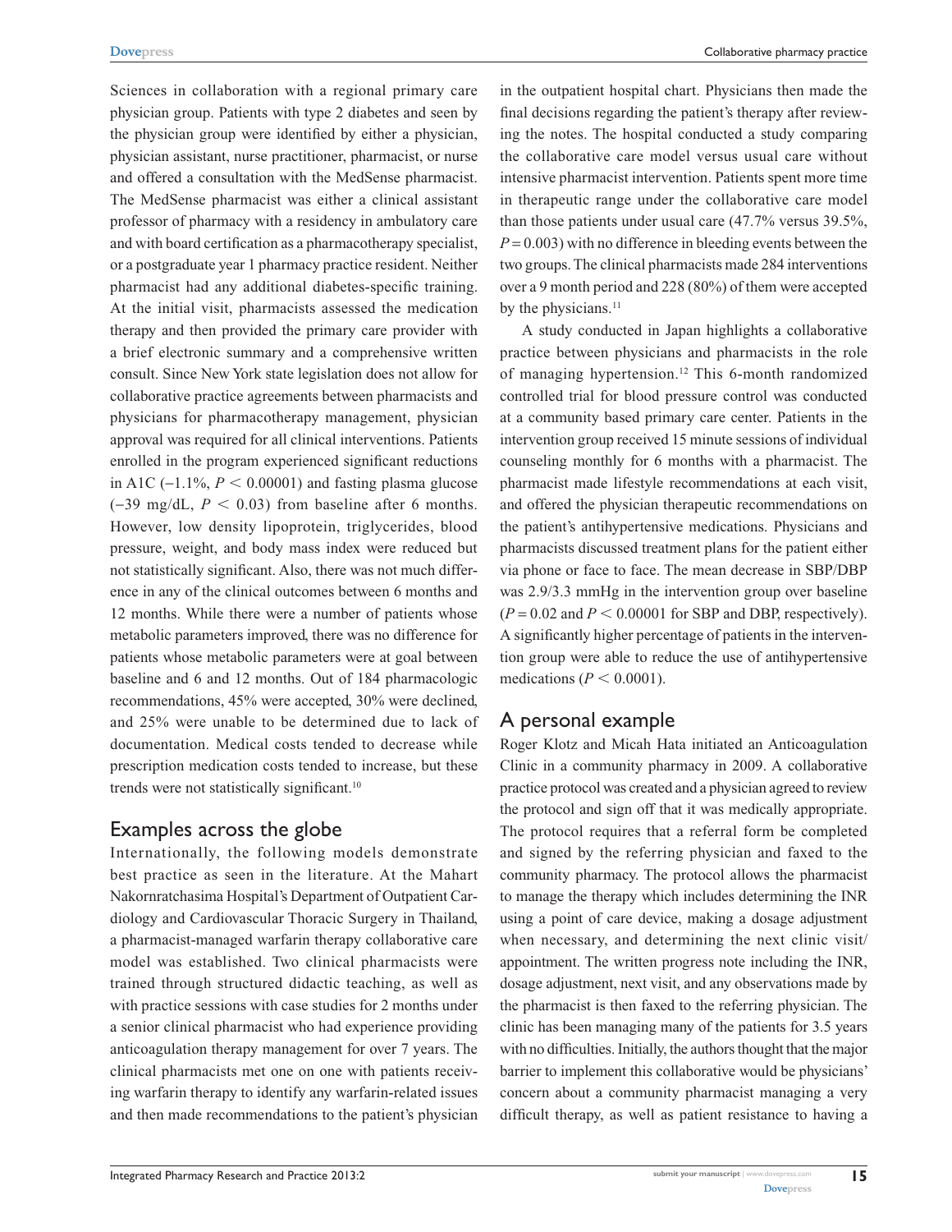Sciences in collaboration with a regional primary care physician group. Patients with type 2 diabetes and seen by the physician group were identified by either a physician, physician assistant, nurse practitioner, pharmacist, or nurse and offered a consultation with the MedSense pharmacist. The MedSense pharmacist was either a clinical assistant professor of pharmacy with a residency in ambulatory care and with board certification as a pharmacotherapy specialist, or a postgraduate year 1 pharmacy practice resident. Neither pharmacist had any additional diabetes-specific training. At the initial visit, pharmacists assessed the medication therapy and then provided the primary care provider with a brief electronic summary and a comprehensive written consult. Since New York state legislation does not allow for collaborative practice agreements between pharmacists and physicians for pharmacotherapy management, physician approval was required for all clinical interventions. Patients enrolled in the program experienced significant reductions in A1C (−1.1%, $P < 0.00001$) and fasting plasma glucose (−39 mg/dL, $P < 0.03$) from baseline after 6 months. However, low density lipoprotein, triglycerides, blood pressure, weight, and body mass index were reduced but not statistically significant. Also, there was not much difference in any of the clinical outcomes between 6 months and 12 months. While there were a number of patients whose metabolic parameters improved, there was no difference for patients whose metabolic parameters were at goal between baseline and 6 and 12 months. Out of 184 pharmacologic recommendations, 45% were accepted, 30% were declined, and 25% were unable to be determined due to lack of documentation. Medical costs tended to decrease while prescription medication costs tended to increase, but these trends were not statistically significant.[10]

## Examples across the globe

Internationally, the following models demonstrate best practice as seen in the literature. At the Mahart Nakornratchasima Hospital's Department of Outpatient Cardiology and Cardiovascular Thoracic Surgery in Thailand, a pharmacist-managed warfarin therapy collaborative care model was established. Two clinical pharmacists were trained through structured didactic teaching, as well as with practice sessions with case studies for 2 months under a senior clinical pharmacist who had experience providing anticoagulation therapy management for over 7 years. The clinical pharmacists met one on one with patients receiving warfarin therapy to identify any warfarin-related issues and then made recommendations to the patient's physician in the outpatient hospital chart. Physicians then made the final decisions regarding the patient's therapy after reviewing the notes. The hospital conducted a study comparing the collaborative care model versus usual care without intensive pharmacist intervention. Patients spent more time in therapeutic range under the collaborative care model than those patients under usual care (47.7% versus 39.5%, $P = 0.003$) with no difference in bleeding events between the two groups. The clinical pharmacists made 284 interventions over a 9 month period and 228 (80%) of them were accepted by the physicians.[11]

A study conducted in Japan highlights a collaborative practice between physicians and pharmacists in the role of managing hypertension.[12] This 6-month randomized controlled trial for blood pressure control was conducted at a community based primary care center. Patients in the intervention group received 15 minute sessions of individual counseling monthly for 6 months with a pharmacist. The pharmacist made lifestyle recommendations at each visit, and offered the physician therapeutic recommendations on the patient's antihypertensive medications. Physicians and pharmacists discussed treatment plans for the patient either via phone or face to face. The mean decrease in SBP/DBP was 2.9/3.3 mmHg in the intervention group over baseline ($P = 0.02$ and $P < 0.00001$ for SBP and DBP, respectively). A significantly higher percentage of patients in the intervention group were able to reduce the use of antihypertensive medications ($P < 0.0001$).

## A personal example

Roger Klotz and Micah Hata initiated an Anticoagulation Clinic in a community pharmacy in 2009. A collaborative practice protocol was created and a physician agreed to review the protocol and sign off that it was medically appropriate. The protocol requires that a referral form be completed and signed by the referring physician and faxed to the community pharmacy. The protocol allows the pharmacist to manage the therapy which includes determining the INR using a point of care device, making a dosage adjustment when necessary, and determining the next clinic visit/appointment. The written progress note including the INR, dosage adjustment, next visit, and any observations made by the pharmacist is then faxed to the referring physician. The clinic has been managing many of the patients for 3.5 years with no difficulties. Initially, the authors thought that the major barrier to implement this collaborative would be physicians' concern about a community pharmacist managing a very difficult therapy, as well as patient resistance to having a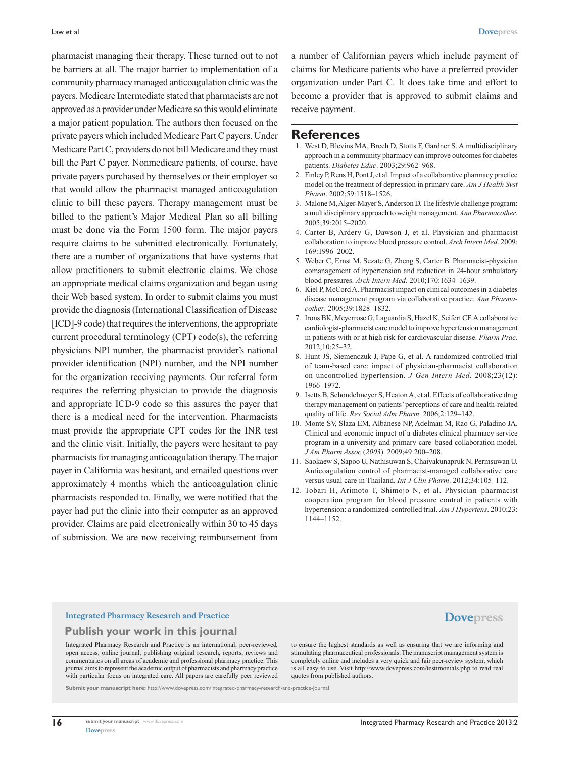pharmacist managing their therapy. These turned out to not be barriers at all. The major barrier to implementation of a community pharmacy managed anticoagulation clinic was the payers. Medicare Intermediate stated that pharmacists are not approved as a provider under Medicare so this would eliminate a major patient population. The authors then focused on the private payers which included Medicare Part C payers. Under Medicare Part C, providers do not bill Medicare and they must bill the Part C payer. Nonmedicare patients, of course, have private payers purchased by themselves or their employer so that would allow the pharmacist managed anticoagulation clinic to bill these payers. Therapy management must be billed to the patient's Major Medical Plan so all billing must be done via the Form 1500 form. The major payers require claims to be submitted electronically. Fortunately, there are a number of organizations that have systems that allow practitioners to submit electronic claims. We chose an appropriate medical claims organization and began using their Web based system. In order to submit claims you must provide the diagnosis (International Classification of Disease [ICD]-9 code) that requires the interventions, the appropriate current procedural terminology (CPT) code(s), the referring physicians NPI number, the pharmacist provider's national provider identification (NPI) number, and the NPI number for the organization receiving payments. Our referral form requires the referring physician to provide the diagnosis and appropriate ICD-9 code so this assures the payer that there is a medical need for the intervention. Pharmacists must provide the appropriate CPT codes for the INR test and the clinic visit. Initially, the payers were hesitant to pay pharmacists for managing anticoagulation therapy. The major payer in California was hesitant, and emailed questions over approximately 4 months which the anticoagulation clinic pharmacists responded to. Finally, we were notified that the payer had put the clinic into their computer as an approved provider. Claims are paid electronically within 30 to 45 days of submission. We are now receiving reimbursement from a number of Californian payers which include payment of claims for Medicare patients who have a preferred provider organization under Part C. It does take time and effort to become a provider that is approved to submit claims and receive payment.

## References

1. West D, Blevins MA, Brech D, Stotts F, Gardner S. A multidisciplinary approach in a community pharmacy can improve outcomes for diabetes patients. *Diabetes Educ*. 2003;29:962–968.
2. Finley P, Rens H, Pont J, et al. Impact of a collaborative pharmacy practice model on the treatment of depression in primary care. *Am J Health Syst Pharm*. 2002;59:1518–1526.
3. Malone M, Alger-Mayer S, Anderson D. The lifestyle challenge program: a multidisciplinary approach to weight management. *Ann Pharmacother*. 2005;39:2015–2020.
4. Carter B, Ardery G, Dawson J, et al. Physician and pharmacist collaboration to improve blood pressure control. *Arch Intern Med*. 2009; 169:1996–2002.
5. Weber C, Ernst M, Sezate G, Zheng S, Carter B. Pharmacist-physician comanagement of hypertension and reduction in 24-hour ambulatory blood pressures. *Arch Intern Med*. 2010;170:1634–1639.
6. Kiel P, McCord A. Pharmacist impact on clinical outcomes in a diabetes disease management program via collaborative practice. *Ann Pharmacother*. 2005;39:1828–1832.
7. Irons BK, Meyerrose G, Laguardia S, Hazel K, Seifert CF. A collaborative cardiologist-pharmacist care model to improve hypertension management in patients with or at high risk for cardiovascular disease. *Pharm Prac*. 2012;10:25–32.
8. Hunt JS, Siemenczuk J, Pape G, et al. A randomized controlled trial of team-based care: impact of physician-pharmacist collaboration on uncontrolled hypertension. *J Gen Intern Med*. 2008;23(12): 1966–1972.
9. Isetts B, Schondelmeyer S, Heaton A, et al. Effects of collaborative drug therapy management on patients' perceptions of care and health-related quality of life. *Res Social Adm Pharm*. 2006;2:129–142.
10. Monte SV, Slaza EM, Albanese NP, Adelman M, Rao G, Paladino JA. Clinical and economic impact of a diabetes clinical pharmacy service program in a university and primary care–based collaboration model. *J Am Pharm Assoc* (*2003*). 2009;49:200–208.
11. Saokaew S, Sapoo U, Nathisuwan S, Chaiyakunapruk N, Permsuwan U. Anticoagulation control of pharmacist-managed collaborative care versus usual care in Thailand. *Int J Clin Pharm*. 2012;34:105–112.
12. Tobari H, Arimoto T, Shimojo N, et al. Physician–pharmacist cooperation program for blood pressure control in patients with hypertension: a randomized-controlled trial. *Am J Hypertens*. 2010;23: 1144–1152.

**Integrated Pharmacy Research and Practice**

**Publish your work in this journal**

Integrated Pharmacy Research and Practice is an international, peer-reviewed, open access, online journal, publishing original research, reports, reviews and commentaries on all areas of academic and professional pharmacy practice. This journal aims to represent the academic output of pharmacists and pharmacy practice with particular focus on integrated care. All papers are carefully peer reviewed to ensure the highest standards as well as ensuring that we are informing and stimulating pharmaceutical professionals. The manuscript management system is completely online and includes a very quick and fair peer-review system, which is all easy to use. Visit http://www.dovepress.com/testimonials.php to read real quotes from published authors.

**Submit your manuscript here:** http://www.dovepress.com/integrated-pharmacy-research-and-practice-journal